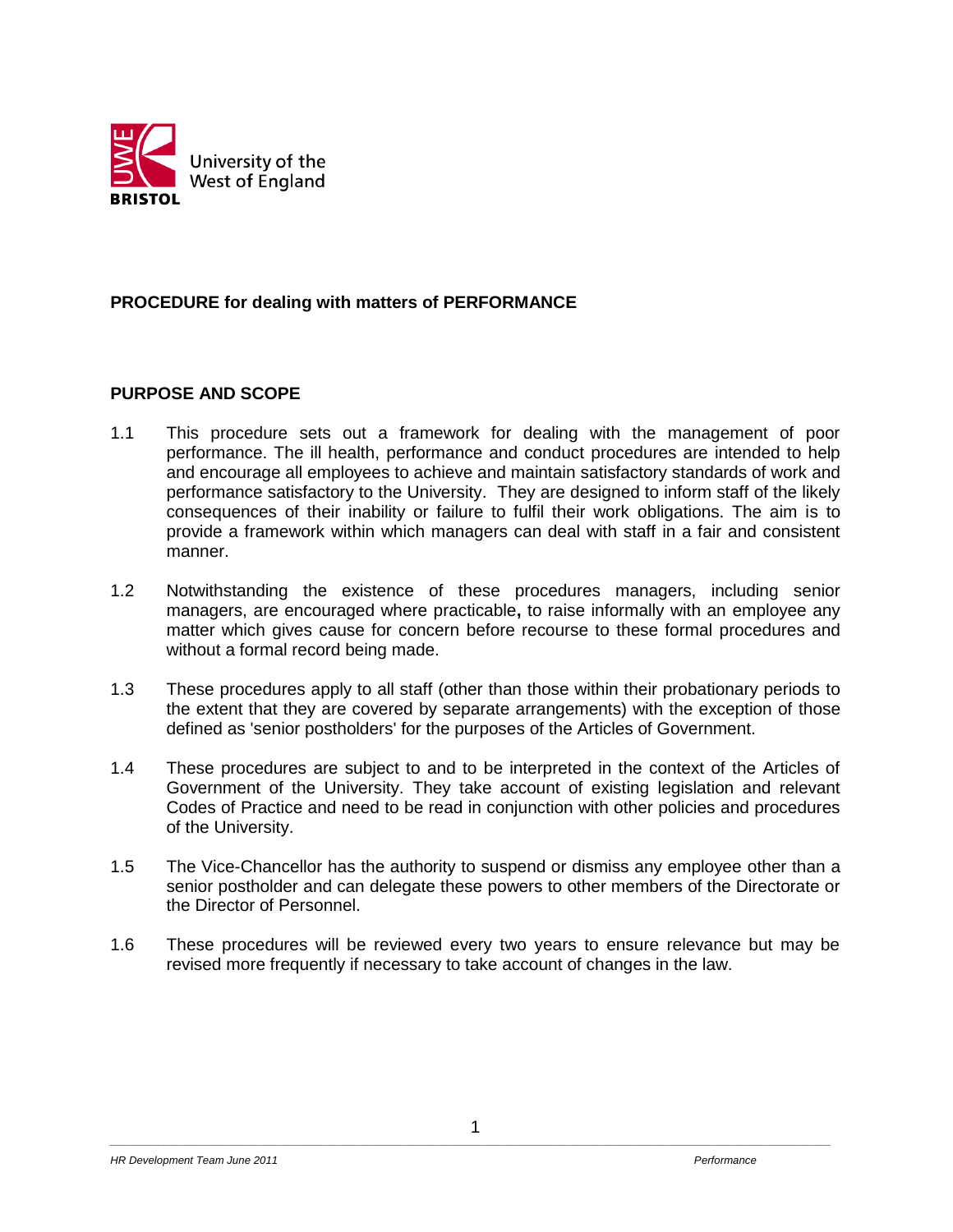University of the West of England
BRISTOL

**PROCEDURE for dealing with matters of PERFORMANCE**

**PURPOSE AND SCOPE**

1.1 This procedure sets out a framework for dealing with the management of poor performance. The ill health, performance and conduct procedures are intended to help and encourage all employees to achieve and maintain satisfactory standards of work and performance satisfactory to the University. They are designed to inform staff of the likely consequences of their inability or failure to fulfil their work obligations. The aim is to provide a framework within which managers can deal with staff in a fair and consistent manner.

1.2 Notwithstanding the existence of these procedures managers, including senior managers, are encouraged where practicable**,** to raise informally with an employee any matter which gives cause for concern before recourse to these formal procedures and without a formal record being made.

1.3 These procedures apply to all staff (other than those within their probationary periods to the extent that they are covered by separate arrangements) with the exception of those defined as 'senior postholders' for the purposes of the Articles of Government.

1.4 These procedures are subject to and to be interpreted in the context of the Articles of Government of the University. They take account of existing legislation and relevant Codes of Practice and need to be read in conjunction with other policies and procedures of the University.

1.5 The Vice-Chancellor has the authority to suspend or dismiss any employee other than a senior postholder and can delegate these powers to other members of the Directorate or the Director of Personnel.

1.6 These procedures will be reviewed every two years to ensure relevance but may be revised more frequently if necessary to take account of changes in the law.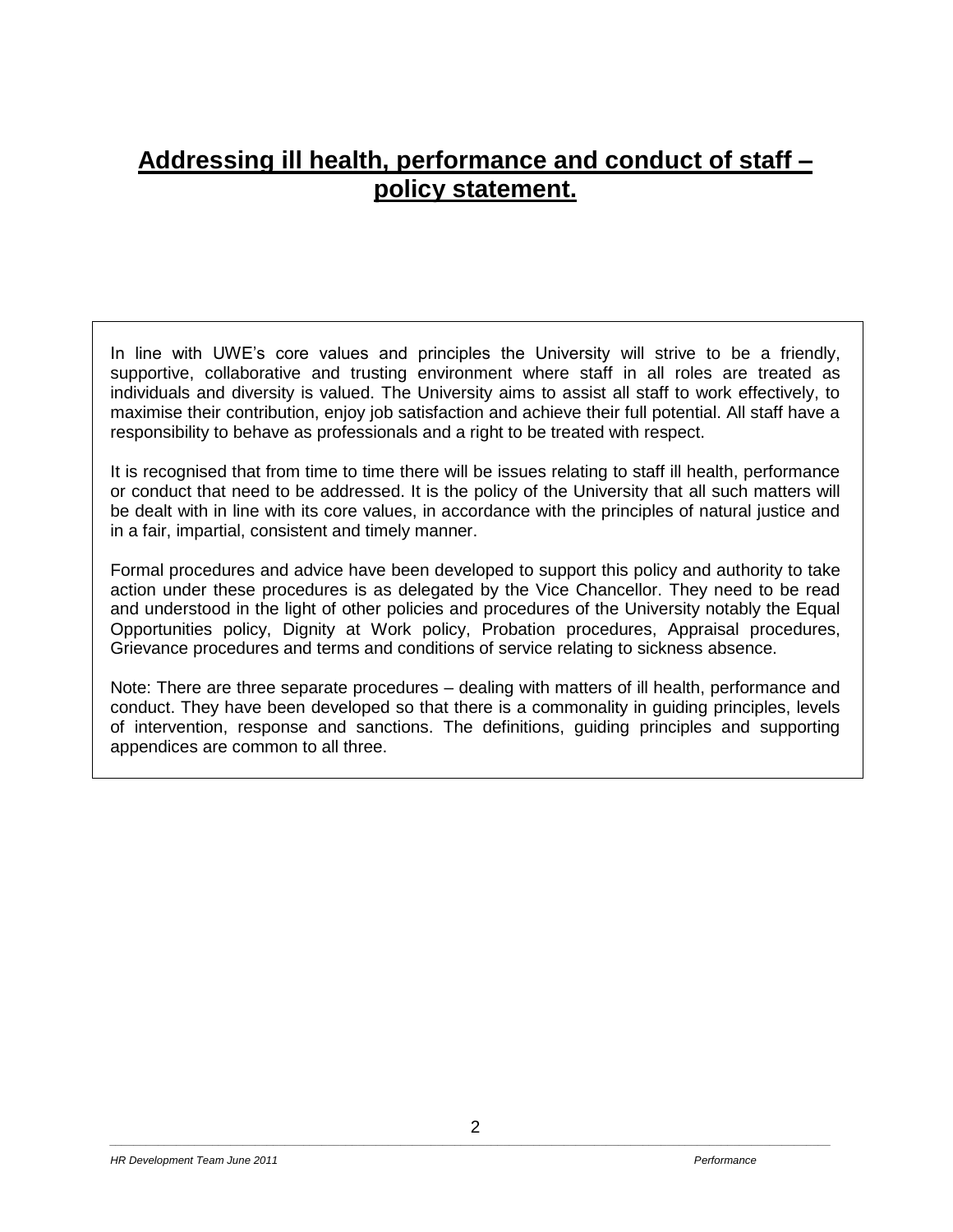# Addressing ill health, performance and conduct of staff – policy statement.

In line with UWE's core values and principles the University will strive to be a friendly, supportive, collaborative and trusting environment where staff in all roles are treated as individuals and diversity is valued. The University aims to assist all staff to work effectively, to maximise their contribution, enjoy job satisfaction and achieve their full potential. All staff have a responsibility to behave as professionals and a right to be treated with respect.

It is recognised that from time to time there will be issues relating to staff ill health, performance or conduct that need to be addressed. It is the policy of the University that all such matters will be dealt with in line with its core values, in accordance with the principles of natural justice and in a fair, impartial, consistent and timely manner.

Formal procedures and advice have been developed to support this policy and authority to take action under these procedures is as delegated by the Vice Chancellor. They need to be read and understood in the light of other policies and procedures of the University notably the Equal Opportunities policy, Dignity at Work policy, Probation procedures, Appraisal procedures, Grievance procedures and terms and conditions of service relating to sickness absence.

Note: There are three separate procedures – dealing with matters of ill health, performance and conduct. They have been developed so that there is a commonality in guiding principles, levels of intervention, response and sanctions. The definitions, guiding principles and supporting appendices are common to all three.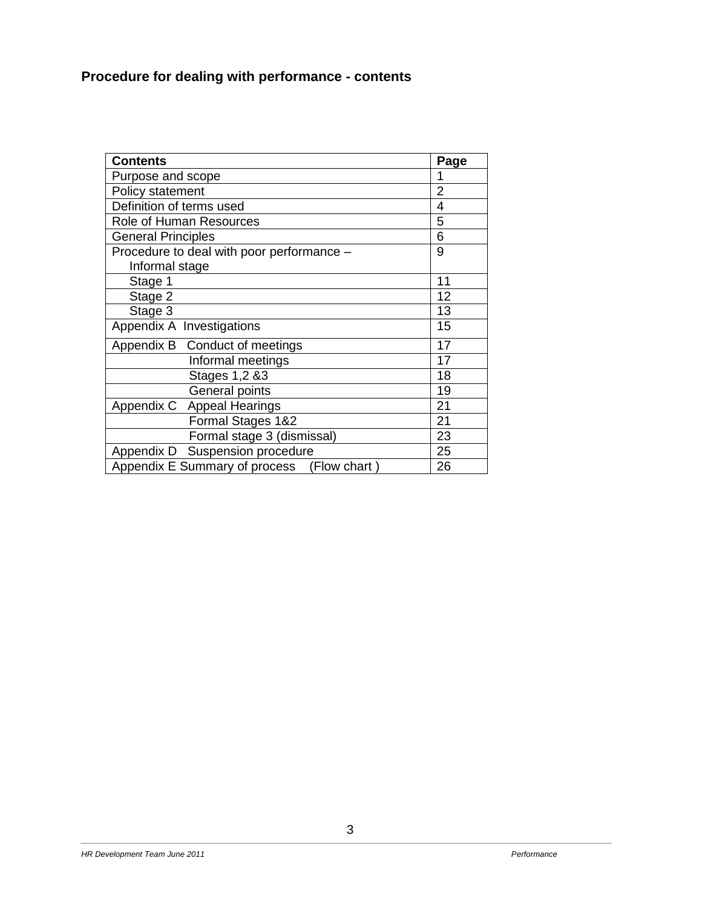## Procedure for dealing with performance - contents

| Contents | Page |
|---|---|
| Purpose and scope | 1 |
| Policy statement | 2 |
| Definition of terms used | 4 |
| Role of Human Resources | 5 |
| General Principles | 6 |
| Procedure to deal with poor performance – Informal stage | 9 |
| Stage 1 | 11 |
| Stage 2 | 12 |
| Stage 3 | 13 |
| Appendix A Investigations | 15 |
| Appendix B Conduct of meetings | 17 |
| Informal meetings | 17 |
| Stages 1,2 &3 | 18 |
| General points | 19 |
| Appendix C Appeal Hearings | 21 |
| Formal Stages 1&2 | 21 |
| Formal stage 3 (dismissal) | 23 |
| Appendix D Suspension procedure | 25 |
| Appendix E Summary of process (Flow chart ) | 26 |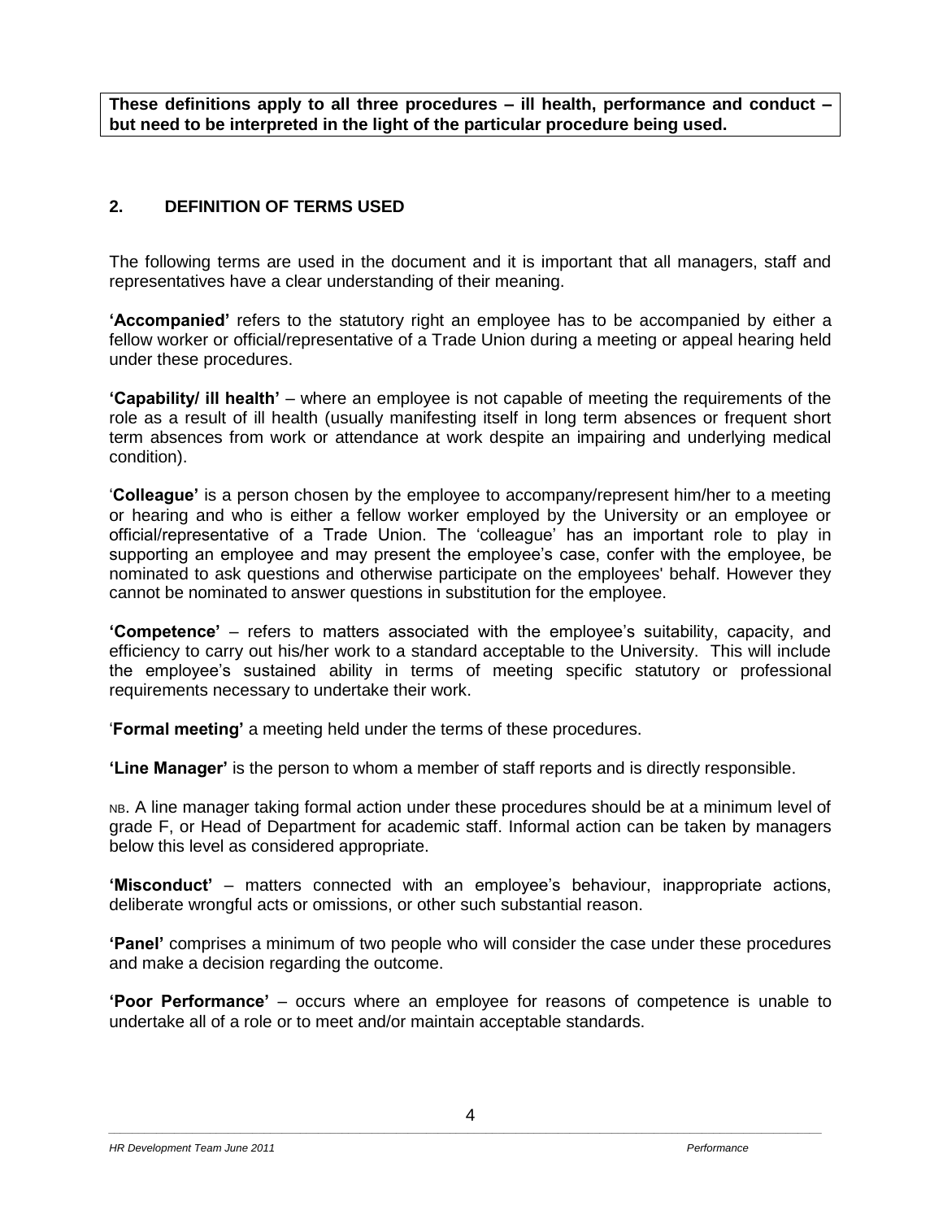**These definitions apply to all three procedures – ill health, performance and conduct – but need to be interpreted in the light of the particular procedure being used.**

## 2. DEFINITION OF TERMS USED

The following terms are used in the document and it is important that all managers, staff and representatives have a clear understanding of their meaning.

**'Accompanied'** refers to the statutory right an employee has to be accompanied by either a fellow worker or official/representative of a Trade Union during a meeting or appeal hearing held under these procedures.

**'Capability/ ill health'** – where an employee is not capable of meeting the requirements of the role as a result of ill health (usually manifesting itself in long term absences or frequent short term absences from work or attendance at work despite an impairing and underlying medical condition).

'**Colleague'** is a person chosen by the employee to accompany/represent him/her to a meeting or hearing and who is either a fellow worker employed by the University or an employee or official/representative of a Trade Union. The 'colleague' has an important role to play in supporting an employee and may present the employee's case, confer with the employee, be nominated to ask questions and otherwise participate on the employees' behalf. However they cannot be nominated to answer questions in substitution for the employee.

**'Competence'** – refers to matters associated with the employee's suitability, capacity, and efficiency to carry out his/her work to a standard acceptable to the University. This will include the employee's sustained ability in terms of meeting specific statutory or professional requirements necessary to undertake their work.

'**Formal meeting'** a meeting held under the terms of these procedures.

**'Line Manager'** is the person to whom a member of staff reports and is directly responsible.

NB. A line manager taking formal action under these procedures should be at a minimum level of grade F, or Head of Department for academic staff. Informal action can be taken by managers below this level as considered appropriate.

**'Misconduct'** – matters connected with an employee's behaviour, inappropriate actions, deliberate wrongful acts or omissions, or other such substantial reason.

**'Panel'** comprises a minimum of two people who will consider the case under these procedures and make a decision regarding the outcome.

**'Poor Performance'** – occurs where an employee for reasons of competence is unable to undertake all of a role or to meet and/or maintain acceptable standards.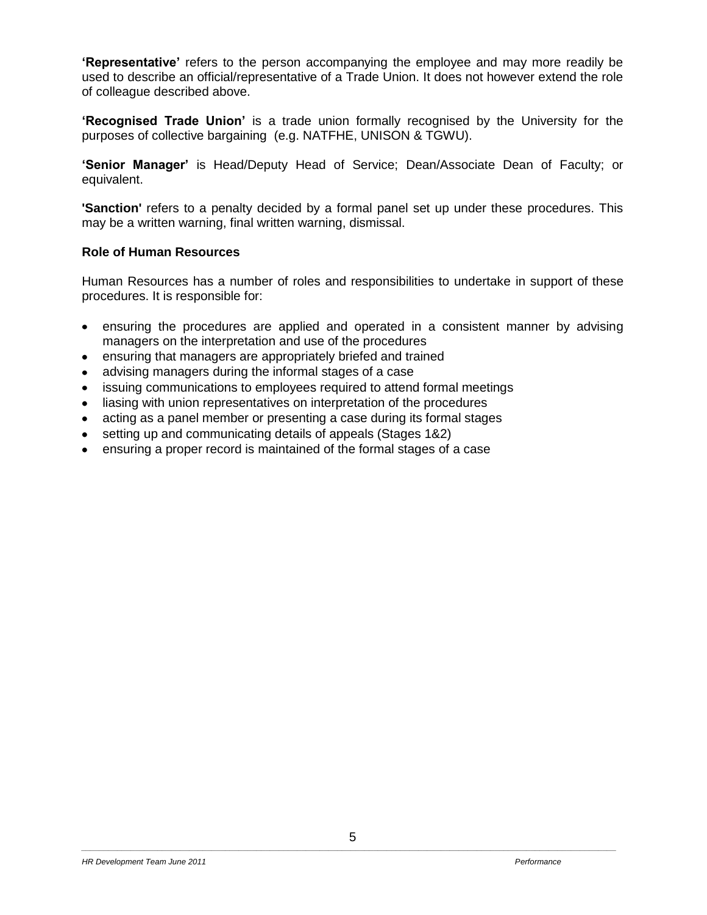**'Representative'** refers to the person accompanying the employee and may more readily be used to describe an official/representative of a Trade Union. It does not however extend the role of colleague described above.

**'Recognised Trade Union'** is a trade union formally recognised by the University for the purposes of collective bargaining (e.g. NATFHE, UNISON & TGWU).

**'Senior Manager'** is Head/Deputy Head of Service; Dean/Associate Dean of Faculty; or equivalent.

**'Sanction'** refers to a penalty decided by a formal panel set up under these procedures. This may be a written warning, final written warning, dismissal.

### Role of Human Resources

Human Resources has a number of roles and responsibilities to undertake in support of these procedures. It is responsible for:

- ensuring the procedures are applied and operated in a consistent manner by advising managers on the interpretation and use of the procedures
- ensuring that managers are appropriately briefed and trained
- advising managers during the informal stages of a case
- issuing communications to employees required to attend formal meetings
- liasing with union representatives on interpretation of the procedures
- acting as a panel member or presenting a case during its formal stages
- setting up and communicating details of appeals (Stages 1&2)
- ensuring a proper record is maintained of the formal stages of a case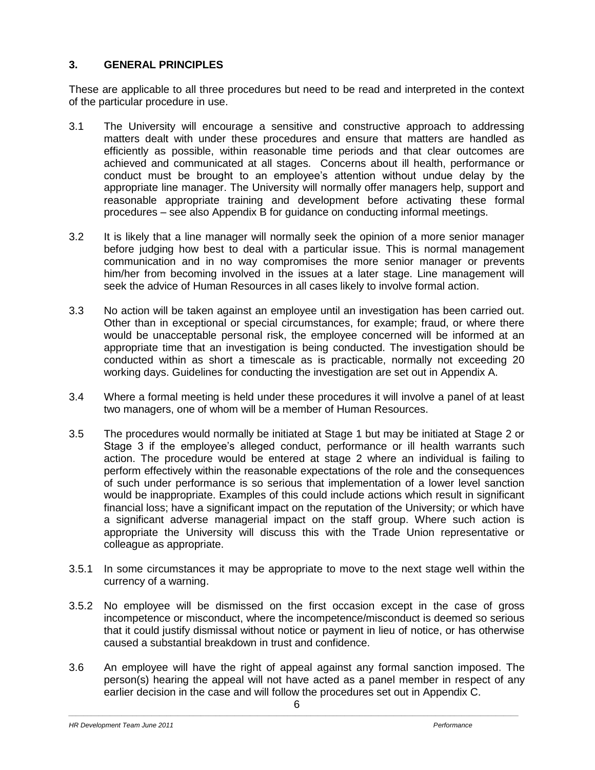## 3. GENERAL PRINCIPLES

These are applicable to all three procedures but need to be read and interpreted in the context of the particular procedure in use.

3.1 The University will encourage a sensitive and constructive approach to addressing matters dealt with under these procedures and ensure that matters are handled as efficiently as possible, within reasonable time periods and that clear outcomes are achieved and communicated at all stages. Concerns about ill health, performance or conduct must be brought to an employee's attention without undue delay by the appropriate line manager. The University will normally offer managers help, support and reasonable appropriate training and development before activating these formal procedures – see also Appendix B for guidance on conducting informal meetings.

3.2 It is likely that a line manager will normally seek the opinion of a more senior manager before judging how best to deal with a particular issue. This is normal management communication and in no way compromises the more senior manager or prevents him/her from becoming involved in the issues at a later stage. Line management will seek the advice of Human Resources in all cases likely to involve formal action.

3.3 No action will be taken against an employee until an investigation has been carried out. Other than in exceptional or special circumstances, for example; fraud, or where there would be unacceptable personal risk, the employee concerned will be informed at an appropriate time that an investigation is being conducted. The investigation should be conducted within as short a timescale as is practicable, normally not exceeding 20 working days. Guidelines for conducting the investigation are set out in Appendix A.

3.4 Where a formal meeting is held under these procedures it will involve a panel of at least two managers, one of whom will be a member of Human Resources.

3.5 The procedures would normally be initiated at Stage 1 but may be initiated at Stage 2 or Stage 3 if the employee's alleged conduct, performance or ill health warrants such action. The procedure would be entered at stage 2 where an individual is failing to perform effectively within the reasonable expectations of the role and the consequences of such under performance is so serious that implementation of a lower level sanction would be inappropriate. Examples of this could include actions which result in significant financial loss; have a significant impact on the reputation of the University; or which have a significant adverse managerial impact on the staff group. Where such action is appropriate the University will discuss this with the Trade Union representative or colleague as appropriate.

3.5.1 In some circumstances it may be appropriate to move to the next stage well within the currency of a warning.

3.5.2 No employee will be dismissed on the first occasion except in the case of gross incompetence or misconduct, where the incompetence/misconduct is deemed so serious that it could justify dismissal without notice or payment in lieu of notice, or has otherwise caused a substantial breakdown in trust and confidence.

3.6 An employee will have the right of appeal against any formal sanction imposed. The person(s) hearing the appeal will not have acted as a panel member in respect of any earlier decision in the case and will follow the procedures set out in Appendix C.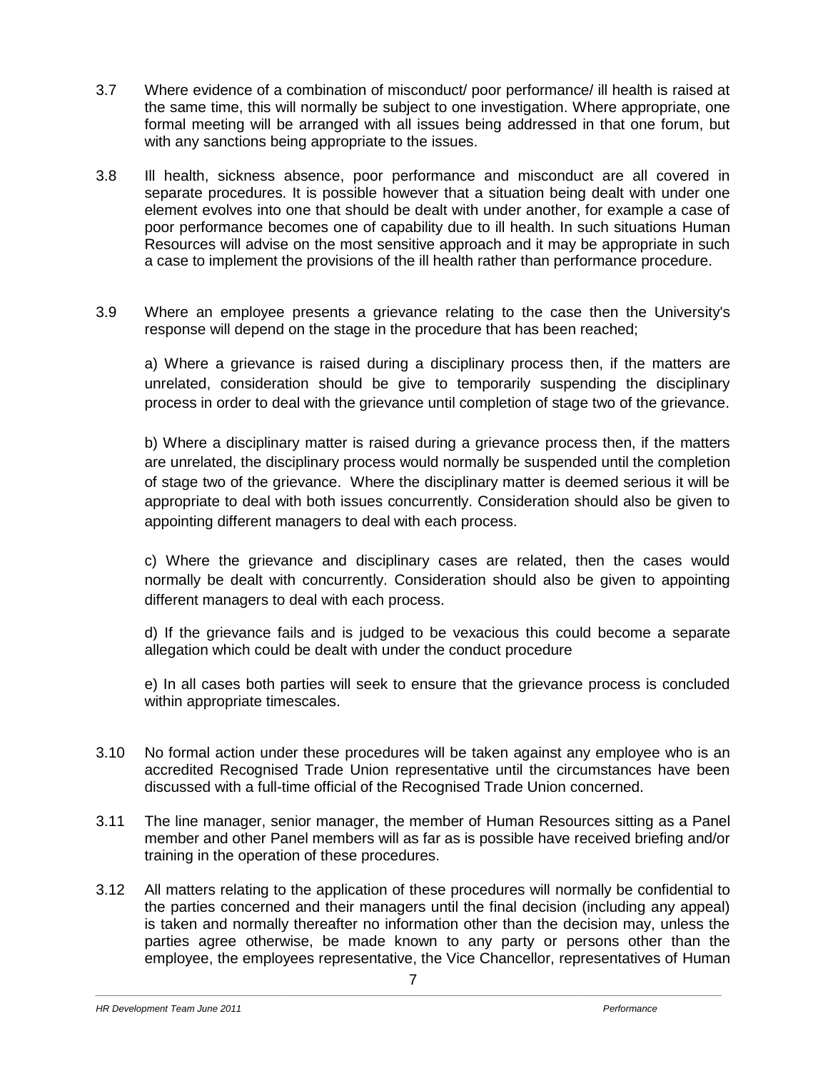3.7 Where evidence of a combination of misconduct/ poor performance/ ill health is raised at the same time, this will normally be subject to one investigation. Where appropriate, one formal meeting will be arranged with all issues being addressed in that one forum, but with any sanctions being appropriate to the issues.

3.8 Ill health, sickness absence, poor performance and misconduct are all covered in separate procedures. It is possible however that a situation being dealt with under one element evolves into one that should be dealt with under another, for example a case of poor performance becomes one of capability due to ill health. In such situations Human Resources will advise on the most sensitive approach and it may be appropriate in such a case to implement the provisions of the ill health rather than performance procedure.

3.9 Where an employee presents a grievance relating to the case then the University's response will depend on the stage in the procedure that has been reached;

a) Where a grievance is raised during a disciplinary process then, if the matters are unrelated, consideration should be give to temporarily suspending the disciplinary process in order to deal with the grievance until completion of stage two of the grievance.

b) Where a disciplinary matter is raised during a grievance process then, if the matters are unrelated, the disciplinary process would normally be suspended until the completion of stage two of the grievance. Where the disciplinary matter is deemed serious it will be appropriate to deal with both issues concurrently. Consideration should also be given to appointing different managers to deal with each process.

c) Where the grievance and disciplinary cases are related, then the cases would normally be dealt with concurrently. Consideration should also be given to appointing different managers to deal with each process.

d) If the grievance fails and is judged to be vexacious this could become a separate allegation which could be dealt with under the conduct procedure

e) In all cases both parties will seek to ensure that the grievance process is concluded within appropriate timescales.

3.10 No formal action under these procedures will be taken against any employee who is an accredited Recognised Trade Union representative until the circumstances have been discussed with a full-time official of the Recognised Trade Union concerned.

3.11 The line manager, senior manager, the member of Human Resources sitting as a Panel member and other Panel members will as far as is possible have received briefing and/or training in the operation of these procedures.

3.12 All matters relating to the application of these procedures will normally be confidential to the parties concerned and their managers until the final decision (including any appeal) is taken and normally thereafter no information other than the decision may, unless the parties agree otherwise, be made known to any party or persons other than the employee, the employees representative, the Vice Chancellor, representatives of Human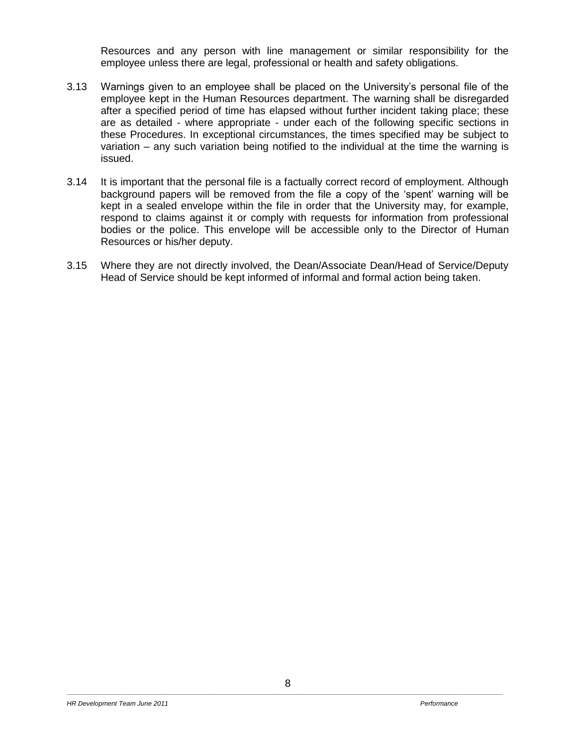Resources and any person with line management or similar responsibility for the employee unless there are legal, professional or health and safety obligations.

3.13 Warnings given to an employee shall be placed on the University's personal file of the employee kept in the Human Resources department. The warning shall be disregarded after a specified period of time has elapsed without further incident taking place; these are as detailed - where appropriate - under each of the following specific sections in these Procedures. In exceptional circumstances, the times specified may be subject to variation – any such variation being notified to the individual at the time the warning is issued.

3.14 It is important that the personal file is a factually correct record of employment. Although background papers will be removed from the file a copy of the 'spent' warning will be kept in a sealed envelope within the file in order that the University may, for example, respond to claims against it or comply with requests for information from professional bodies or the police. This envelope will be accessible only to the Director of Human Resources or his/her deputy.

3.15 Where they are not directly involved, the Dean/Associate Dean/Head of Service/Deputy Head of Service should be kept informed of informal and formal action being taken.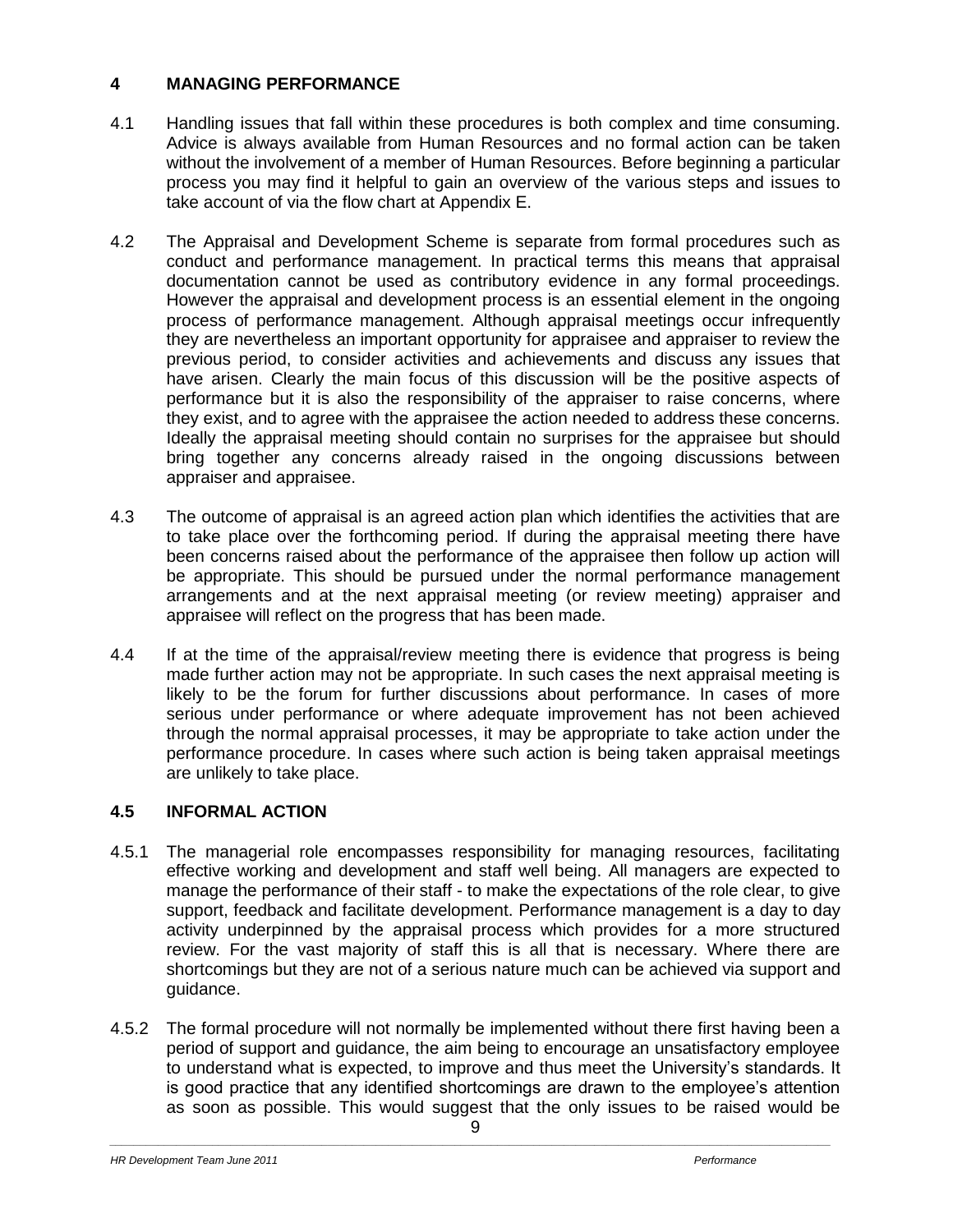## 4 MANAGING PERFORMANCE

4.1 Handling issues that fall within these procedures is both complex and time consuming. Advice is always available from Human Resources and no formal action can be taken without the involvement of a member of Human Resources. Before beginning a particular process you may find it helpful to gain an overview of the various steps and issues to take account of via the flow chart at Appendix E.

4.2 The Appraisal and Development Scheme is separate from formal procedures such as conduct and performance management. In practical terms this means that appraisal documentation cannot be used as contributory evidence in any formal proceedings. However the appraisal and development process is an essential element in the ongoing process of performance management. Although appraisal meetings occur infrequently they are nevertheless an important opportunity for appraisee and appraiser to review the previous period, to consider activities and achievements and discuss any issues that have arisen. Clearly the main focus of this discussion will be the positive aspects of performance but it is also the responsibility of the appraiser to raise concerns, where they exist, and to agree with the appraisee the action needed to address these concerns. Ideally the appraisal meeting should contain no surprises for the appraisee but should bring together any concerns already raised in the ongoing discussions between appraiser and appraisee.

4.3 The outcome of appraisal is an agreed action plan which identifies the activities that are to take place over the forthcoming period. If during the appraisal meeting there have been concerns raised about the performance of the appraisee then follow up action will be appropriate. This should be pursued under the normal performance management arrangements and at the next appraisal meeting (or review meeting) appraiser and appraisee will reflect on the progress that has been made.

4.4 If at the time of the appraisal/review meeting there is evidence that progress is being made further action may not be appropriate. In such cases the next appraisal meeting is likely to be the forum for further discussions about performance. In cases of more serious under performance or where adequate improvement has not been achieved through the normal appraisal processes, it may be appropriate to take action under the performance procedure. In cases where such action is being taken appraisal meetings are unlikely to take place.

### 4.5 INFORMAL ACTION

4.5.1 The managerial role encompasses responsibility for managing resources, facilitating effective working and development and staff well being. All managers are expected to manage the performance of their staff - to make the expectations of the role clear, to give support, feedback and facilitate development. Performance management is a day to day activity underpinned by the appraisal process which provides for a more structured review. For the vast majority of staff this is all that is necessary. Where there are shortcomings but they are not of a serious nature much can be achieved via support and guidance.

4.5.2 The formal procedure will not normally be implemented without there first having been a period of support and guidance, the aim being to encourage an unsatisfactory employee to understand what is expected, to improve and thus meet the University's standards. It is good practice that any identified shortcomings are drawn to the employee's attention as soon as possible. This would suggest that the only issues to be raised would be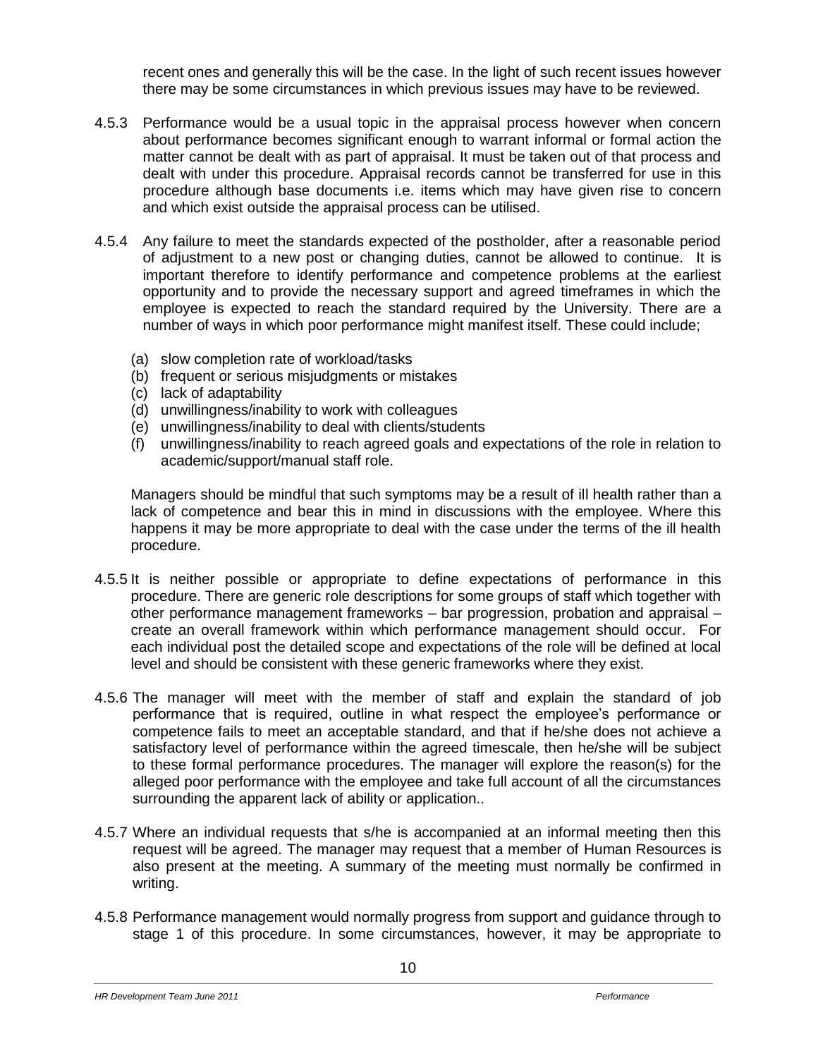recent ones and generally this will be the case. In the light of such recent issues however there may be some circumstances in which previous issues may have to be reviewed.

4.5.3 Performance would be a usual topic in the appraisal process however when concern about performance becomes significant enough to warrant informal or formal action the matter cannot be dealt with as part of appraisal. It must be taken out of that process and dealt with under this procedure. Appraisal records cannot be transferred for use in this procedure although base documents i.e. items which may have given rise to concern and which exist outside the appraisal process can be utilised.

4.5.4 Any failure to meet the standards expected of the postholder, after a reasonable period of adjustment to a new post or changing duties, cannot be allowed to continue. It is important therefore to identify performance and competence problems at the earliest opportunity and to provide the necessary support and agreed timeframes in which the employee is expected to reach the standard required by the University. There are a number of ways in which poor performance might manifest itself. These could include;

(a) slow completion rate of workload/tasks
(b) frequent or serious misjudgments or mistakes
(c) lack of adaptability
(d) unwillingness/inability to work with colleagues
(e) unwillingness/inability to deal with clients/students
(f) unwillingness/inability to reach agreed goals and expectations of the role in relation to academic/support/manual staff role.

Managers should be mindful that such symptoms may be a result of ill health rather than a lack of competence and bear this in mind in discussions with the employee. Where this happens it may be more appropriate to deal with the case under the terms of the ill health procedure.

4.5.5 It is neither possible or appropriate to define expectations of performance in this procedure. There are generic role descriptions for some groups of staff which together with other performance management frameworks – bar progression, probation and appraisal – create an overall framework within which performance management should occur. For each individual post the detailed scope and expectations of the role will be defined at local level and should be consistent with these generic frameworks where they exist.

4.5.6 The manager will meet with the member of staff and explain the standard of job performance that is required, outline in what respect the employee's performance or competence fails to meet an acceptable standard, and that if he/she does not achieve a satisfactory level of performance within the agreed timescale, then he/she will be subject to these formal performance procedures. The manager will explore the reason(s) for the alleged poor performance with the employee and take full account of all the circumstances surrounding the apparent lack of ability or application..

4.5.7 Where an individual requests that s/he is accompanied at an informal meeting then this request will be agreed. The manager may request that a member of Human Resources is also present at the meeting. A summary of the meeting must normally be confirmed in writing.

4.5.8 Performance management would normally progress from support and guidance through to stage 1 of this procedure. In some circumstances, however, it may be appropriate to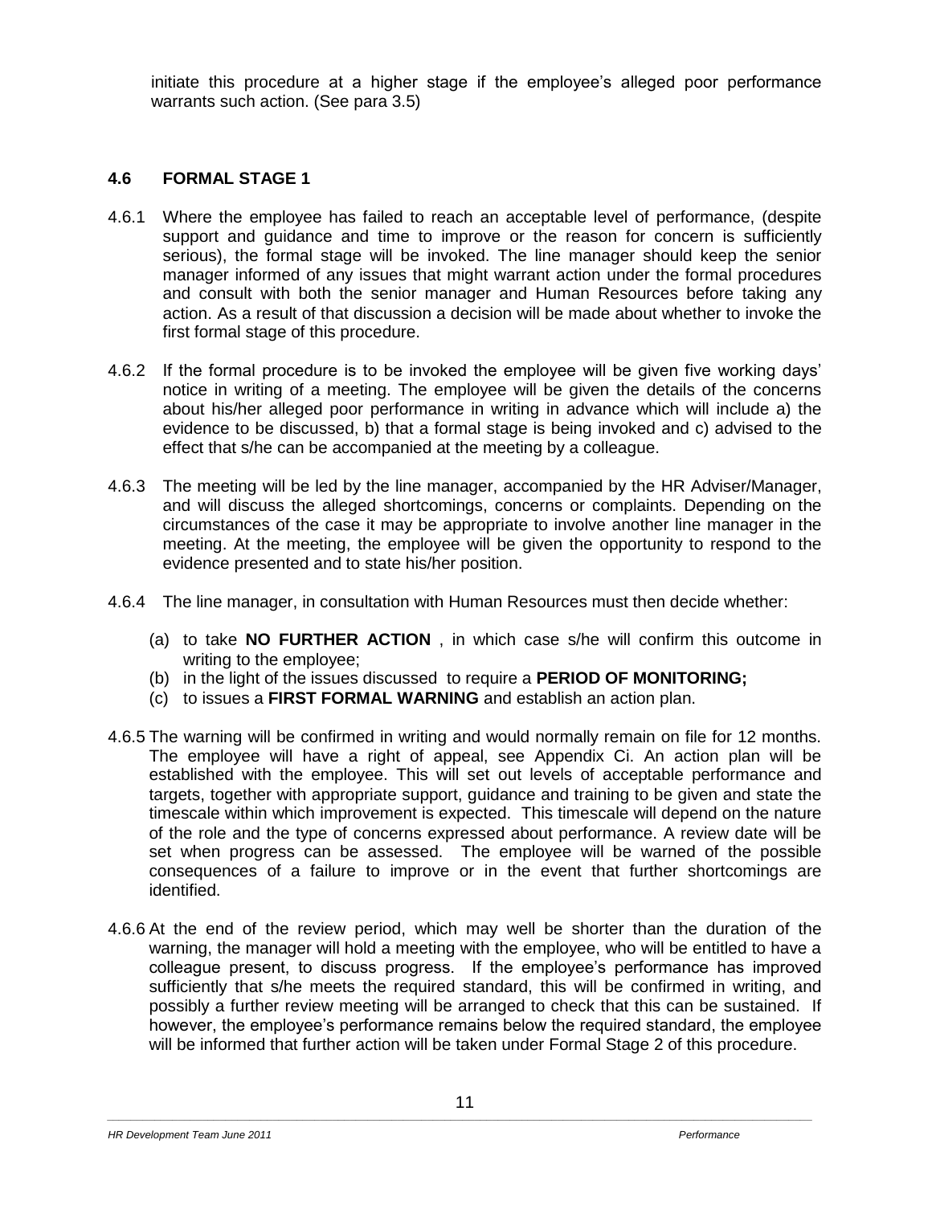initiate this procedure at a higher stage if the employee's alleged poor performance warrants such action. (See para 3.5)

### 4.6 FORMAL STAGE 1

4.6.1 Where the employee has failed to reach an acceptable level of performance, (despite support and guidance and time to improve or the reason for concern is sufficiently serious), the formal stage will be invoked. The line manager should keep the senior manager informed of any issues that might warrant action under the formal procedures and consult with both the senior manager and Human Resources before taking any action. As a result of that discussion a decision will be made about whether to invoke the first formal stage of this procedure.

4.6.2 If the formal procedure is to be invoked the employee will be given five working days' notice in writing of a meeting. The employee will be given the details of the concerns about his/her alleged poor performance in writing in advance which will include a) the evidence to be discussed, b) that a formal stage is being invoked and c) advised to the effect that s/he can be accompanied at the meeting by a colleague.

4.6.3 The meeting will be led by the line manager, accompanied by the HR Adviser/Manager, and will discuss the alleged shortcomings, concerns or complaints. Depending on the circumstances of the case it may be appropriate to involve another line manager in the meeting. At the meeting, the employee will be given the opportunity to respond to the evidence presented and to state his/her position.

4.6.4 The line manager, in consultation with Human Resources must then decide whether:

(a) to take **NO FURTHER ACTION** , in which case s/he will confirm this outcome in writing to the employee;
(b) in the light of the issues discussed to require a **PERIOD OF MONITORING;**
(c) to issues a **FIRST FORMAL WARNING** and establish an action plan.

4.6.5 The warning will be confirmed in writing and would normally remain on file for 12 months. The employee will have a right of appeal, see Appendix Ci. An action plan will be established with the employee. This will set out levels of acceptable performance and targets, together with appropriate support, guidance and training to be given and state the timescale within which improvement is expected. This timescale will depend on the nature of the role and the type of concerns expressed about performance. A review date will be set when progress can be assessed. The employee will be warned of the possible consequences of a failure to improve or in the event that further shortcomings are identified.

4.6.6 At the end of the review period, which may well be shorter than the duration of the warning, the manager will hold a meeting with the employee, who will be entitled to have a colleague present, to discuss progress. If the employee's performance has improved sufficiently that s/he meets the required standard, this will be confirmed in writing, and possibly a further review meeting will be arranged to check that this can be sustained. If however, the employee's performance remains below the required standard, the employee will be informed that further action will be taken under Formal Stage 2 of this procedure.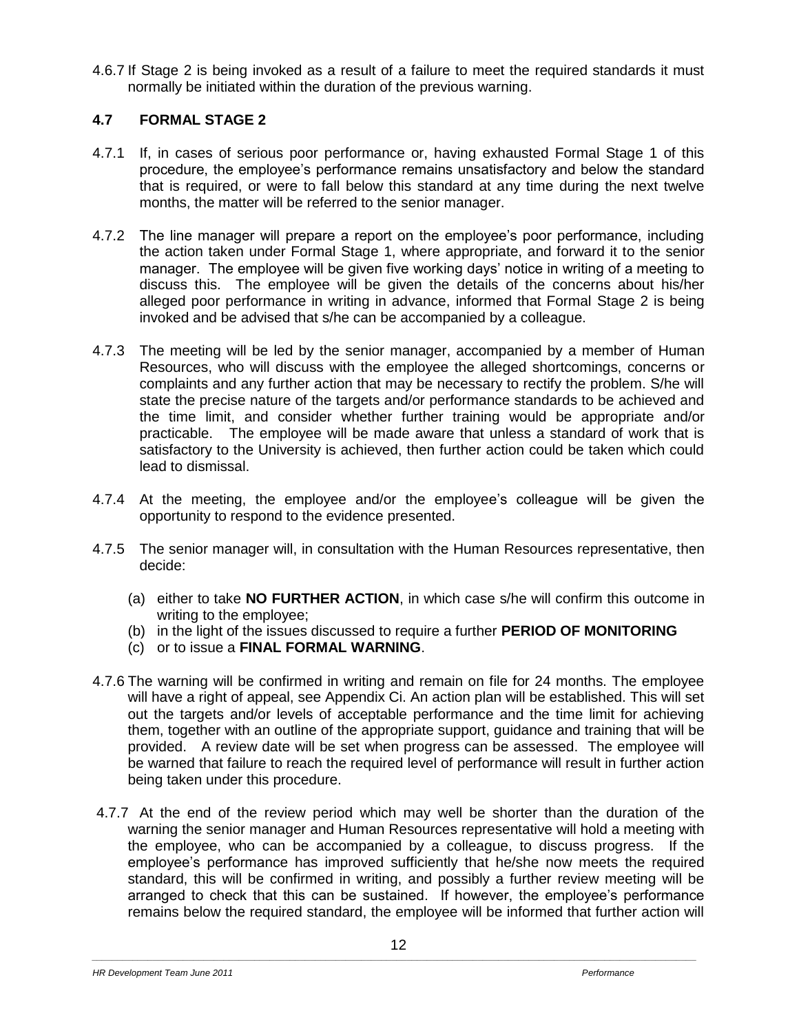4.6.7 If Stage 2 is being invoked as a result of a failure to meet the required standards it must normally be initiated within the duration of the previous warning.

### 4.7 FORMAL STAGE 2

4.7.1 If, in cases of serious poor performance or, having exhausted Formal Stage 1 of this procedure, the employee's performance remains unsatisfactory and below the standard that is required, or were to fall below this standard at any time during the next twelve months, the matter will be referred to the senior manager.

4.7.2 The line manager will prepare a report on the employee's poor performance, including the action taken under Formal Stage 1, where appropriate, and forward it to the senior manager. The employee will be given five working days' notice in writing of a meeting to discuss this. The employee will be given the details of the concerns about his/her alleged poor performance in writing in advance, informed that Formal Stage 2 is being invoked and be advised that s/he can be accompanied by a colleague.

4.7.3 The meeting will be led by the senior manager, accompanied by a member of Human Resources, who will discuss with the employee the alleged shortcomings, concerns or complaints and any further action that may be necessary to rectify the problem. S/he will state the precise nature of the targets and/or performance standards to be achieved and the time limit, and consider whether further training would be appropriate and/or practicable. The employee will be made aware that unless a standard of work that is satisfactory to the University is achieved, then further action could be taken which could lead to dismissal.

4.7.4 At the meeting, the employee and/or the employee's colleague will be given the opportunity to respond to the evidence presented.

4.7.5 The senior manager will, in consultation with the Human Resources representative, then decide:

(a) either to take **NO FURTHER ACTION**, in which case s/he will confirm this outcome in writing to the employee;
(b) in the light of the issues discussed to require a further **PERIOD OF MONITORING**
(c) or to issue a **FINAL FORMAL WARNING**.

4.7.6 The warning will be confirmed in writing and remain on file for 24 months. The employee will have a right of appeal, see Appendix Ci. An action plan will be established. This will set out the targets and/or levels of acceptable performance and the time limit for achieving them, together with an outline of the appropriate support, guidance and training that will be provided. A review date will be set when progress can be assessed. The employee will be warned that failure to reach the required level of performance will result in further action being taken under this procedure.

4.7.7 At the end of the review period which may well be shorter than the duration of the warning the senior manager and Human Resources representative will hold a meeting with the employee, who can be accompanied by a colleague, to discuss progress. If the employee's performance has improved sufficiently that he/she now meets the required standard, this will be confirmed in writing, and possibly a further review meeting will be arranged to check that this can be sustained. If however, the employee's performance remains below the required standard, the employee will be informed that further action will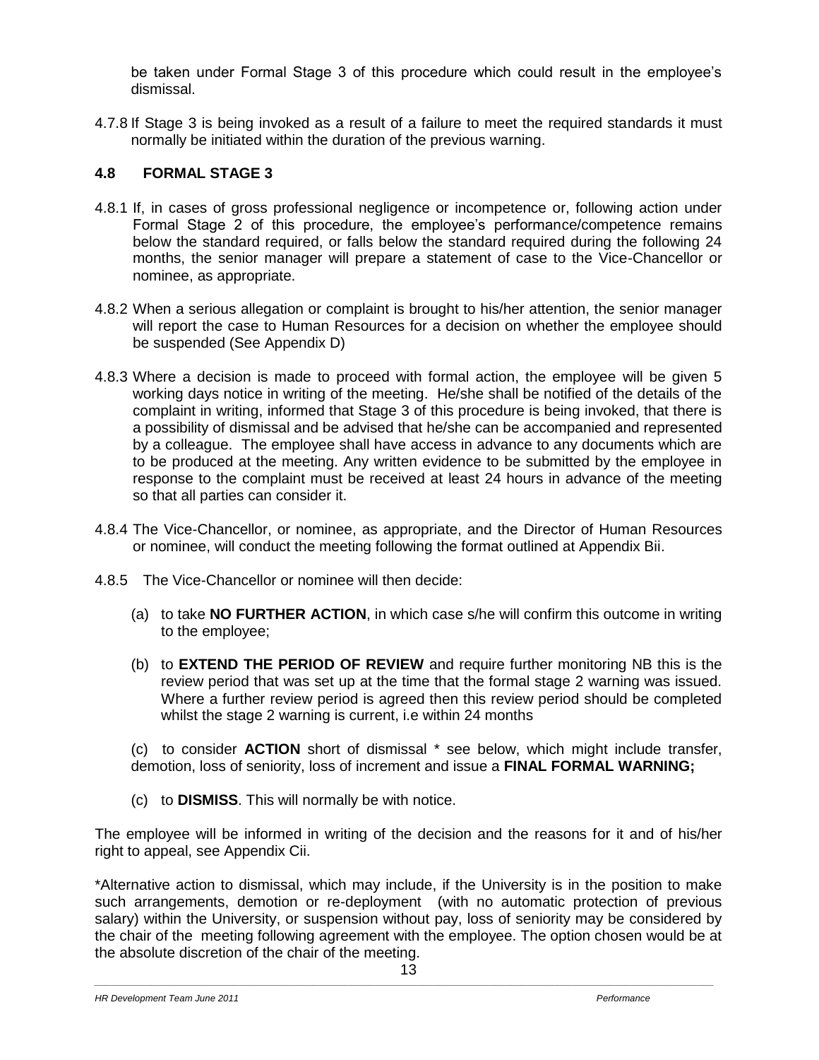be taken under Formal Stage 3 of this procedure which could result in the employee's dismissal.

4.7.8 If Stage 3 is being invoked as a result of a failure to meet the required standards it must normally be initiated within the duration of the previous warning.

## 4.8 FORMAL STAGE 3

4.8.1 If, in cases of gross professional negligence or incompetence or, following action under Formal Stage 2 of this procedure, the employee's performance/competence remains below the standard required, or falls below the standard required during the following 24 months, the senior manager will prepare a statement of case to the Vice-Chancellor or nominee, as appropriate.

4.8.2 When a serious allegation or complaint is brought to his/her attention, the senior manager will report the case to Human Resources for a decision on whether the employee should be suspended (See Appendix D)

4.8.3 Where a decision is made to proceed with formal action, the employee will be given 5 working days notice in writing of the meeting. He/she shall be notified of the details of the complaint in writing, informed that Stage 3 of this procedure is being invoked, that there is a possibility of dismissal and be advised that he/she can be accompanied and represented by a colleague. The employee shall have access in advance to any documents which are to be produced at the meeting. Any written evidence to be submitted by the employee in response to the complaint must be received at least 24 hours in advance of the meeting so that all parties can consider it.

4.8.4 The Vice-Chancellor, or nominee, as appropriate, and the Director of Human Resources or nominee, will conduct the meeting following the format outlined at Appendix Bii.

4.8.5 The Vice-Chancellor or nominee will then decide:

(a) to take **NO FURTHER ACTION**, in which case s/he will confirm this outcome in writing to the employee;

(b) to **EXTEND THE PERIOD OF REVIEW** and require further monitoring NB this is the review period that was set up at the time that the formal stage 2 warning was issued. Where a further review period is agreed then this review period should be completed whilst the stage 2 warning is current, i.e within 24 months

(c) to consider **ACTION** short of dismissal * see below, which might include transfer, demotion, loss of seniority, loss of increment and issue a **FINAL FORMAL WARNING;**

(c) to **DISMISS**. This will normally be with notice.

The employee will be informed in writing of the decision and the reasons for it and of his/her right to appeal, see Appendix Cii.

*Alternative action to dismissal, which may include, if the University is in the position to make such arrangements, demotion or re-deployment (with no automatic protection of previous salary) within the University, or suspension without pay, loss of seniority may be considered by the chair of the meeting following agreement with the employee. The option chosen would be at the absolute discretion of the chair of the meeting.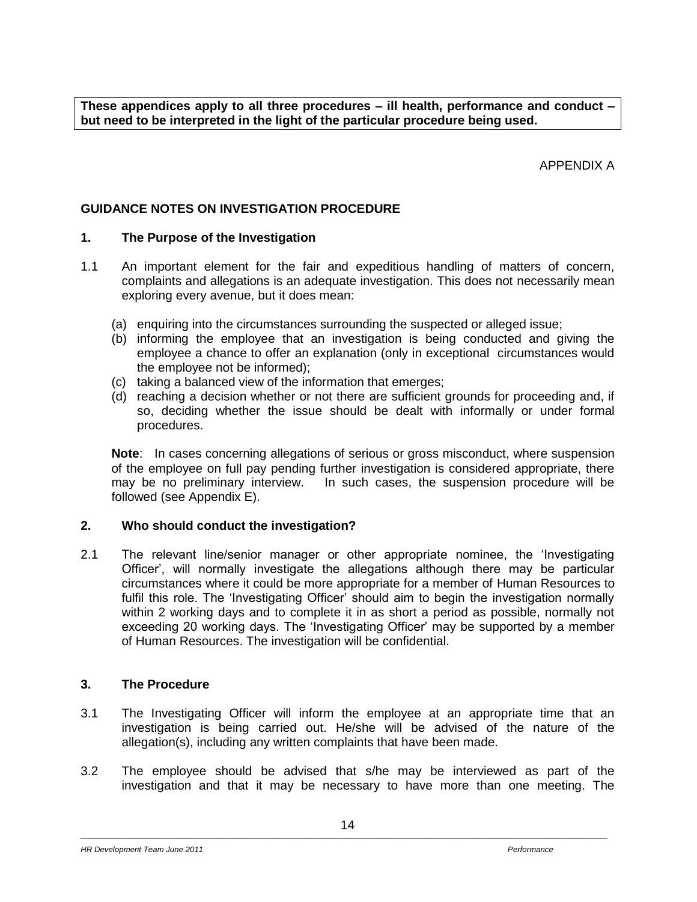**These appendices apply to all three procedures – ill health, performance and conduct – but need to be interpreted in the light of the particular procedure being used.**

APPENDIX A

## GUIDANCE NOTES ON INVESTIGATION PROCEDURE

### 1. The Purpose of the Investigation

1.1 An important element for the fair and expeditious handling of matters of concern, complaints and allegations is an adequate investigation. This does not necessarily mean exploring every avenue, but it does mean:

(a) enquiring into the circumstances surrounding the suspected or alleged issue;
(b) informing the employee that an investigation is being conducted and giving the employee a chance to offer an explanation (only in exceptional circumstances would the employee not be informed);
(c) taking a balanced view of the information that emerges;
(d) reaching a decision whether or not there are sufficient grounds for proceeding and, if so, deciding whether the issue should be dealt with informally or under formal procedures.

**Note**: In cases concerning allegations of serious or gross misconduct, where suspension of the employee on full pay pending further investigation is considered appropriate, there may be no preliminary interview. In such cases, the suspension procedure will be followed (see Appendix E).

### 2. Who should conduct the investigation?

2.1 The relevant line/senior manager or other appropriate nominee, the 'Investigating Officer', will normally investigate the allegations although there may be particular circumstances where it could be more appropriate for a member of Human Resources to fulfil this role. The 'Investigating Officer' should aim to begin the investigation normally within 2 working days and to complete it in as short a period as possible, normally not exceeding 20 working days. The 'Investigating Officer' may be supported by a member of Human Resources. The investigation will be confidential.

### 3. The Procedure

3.1 The Investigating Officer will inform the employee at an appropriate time that an investigation is being carried out. He/she will be advised of the nature of the allegation(s), including any written complaints that have been made.

3.2 The employee should be advised that s/he may be interviewed as part of the investigation and that it may be necessary to have more than one meeting. The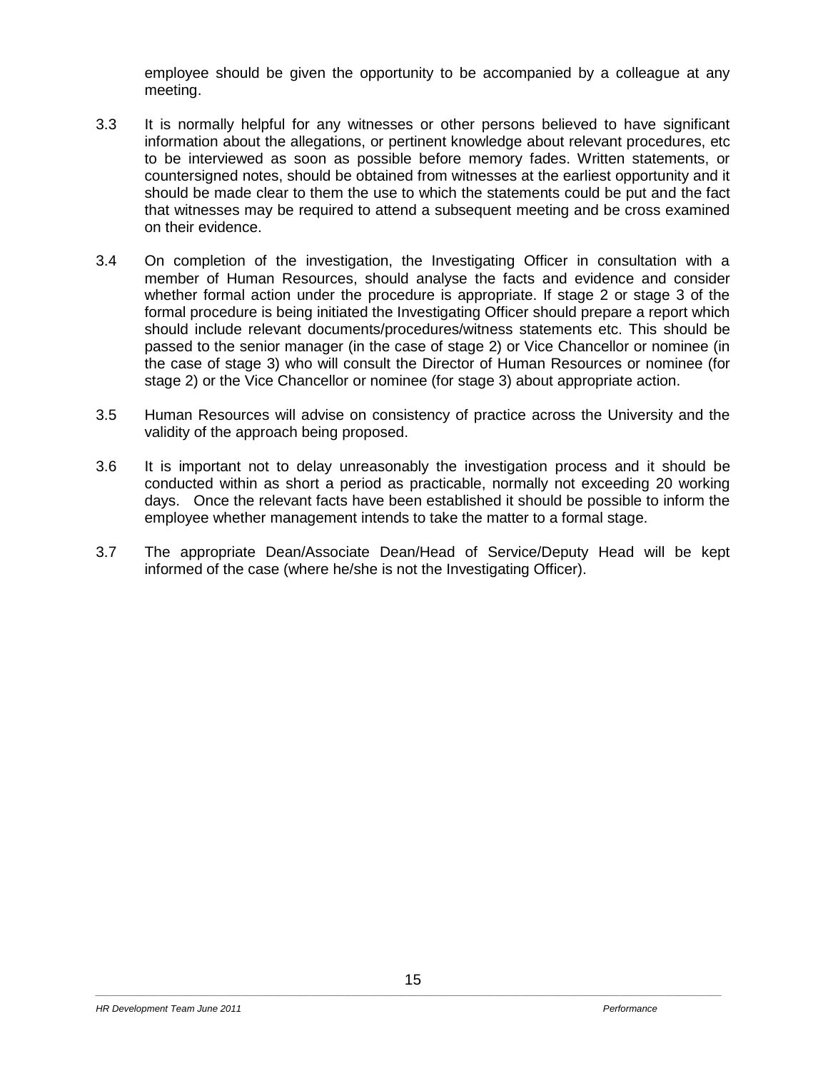employee should be given the opportunity to be accompanied by a colleague at any meeting.

3.3 It is normally helpful for any witnesses or other persons believed to have significant information about the allegations, or pertinent knowledge about relevant procedures, etc to be interviewed as soon as possible before memory fades. Written statements, or countersigned notes, should be obtained from witnesses at the earliest opportunity and it should be made clear to them the use to which the statements could be put and the fact that witnesses may be required to attend a subsequent meeting and be cross examined on their evidence.

3.4 On completion of the investigation, the Investigating Officer in consultation with a member of Human Resources, should analyse the facts and evidence and consider whether formal action under the procedure is appropriate. If stage 2 or stage 3 of the formal procedure is being initiated the Investigating Officer should prepare a report which should include relevant documents/procedures/witness statements etc. This should be passed to the senior manager (in the case of stage 2) or Vice Chancellor or nominee (in the case of stage 3) who will consult the Director of Human Resources or nominee (for stage 2) or the Vice Chancellor or nominee (for stage 3) about appropriate action.

3.5 Human Resources will advise on consistency of practice across the University and the validity of the approach being proposed.

3.6 It is important not to delay unreasonably the investigation process and it should be conducted within as short a period as practicable, normally not exceeding 20 working days. Once the relevant facts have been established it should be possible to inform the employee whether management intends to take the matter to a formal stage.

3.7 The appropriate Dean/Associate Dean/Head of Service/Deputy Head will be kept informed of the case (where he/she is not the Investigating Officer).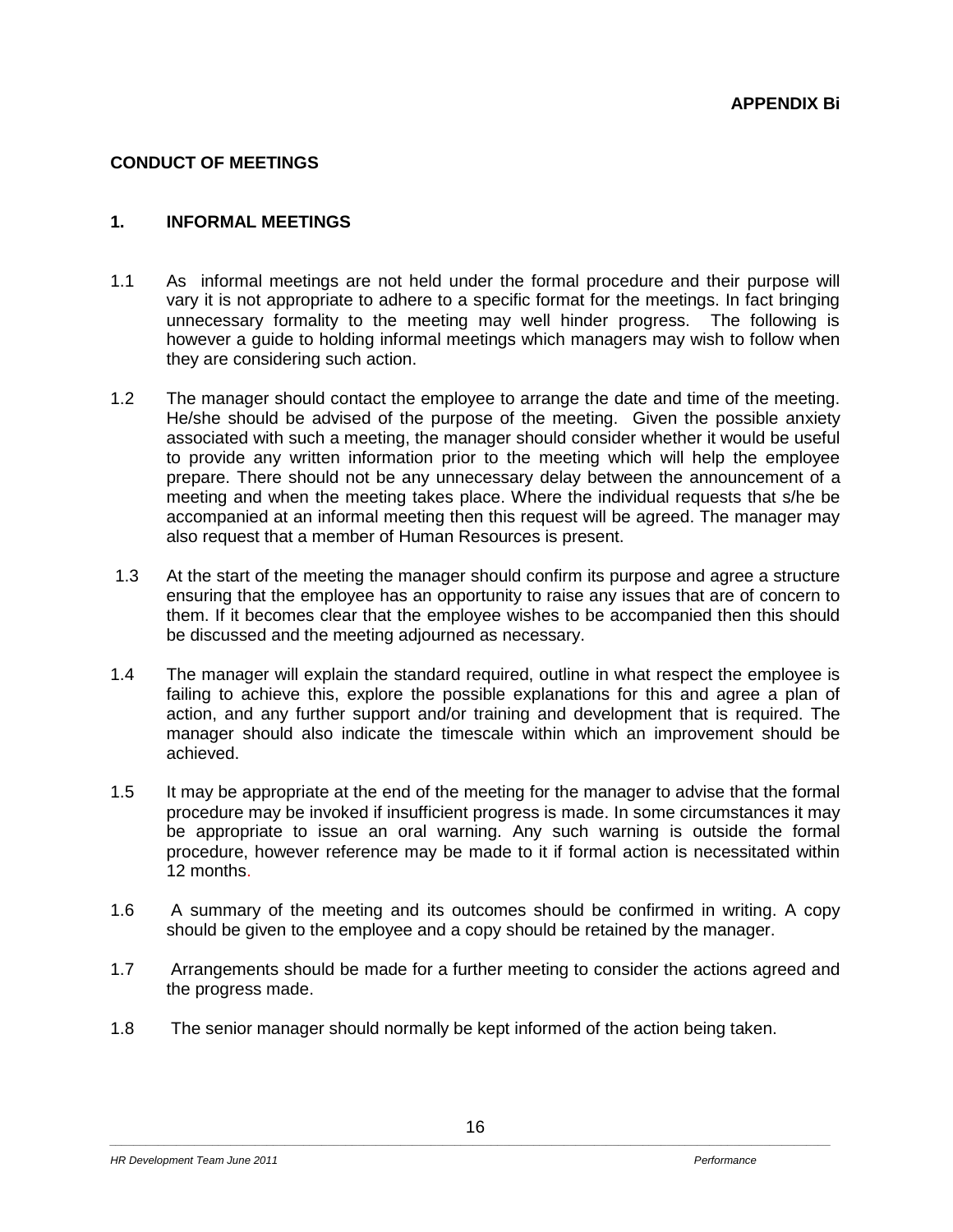**APPENDIX Bi**

## CONDUCT OF MEETINGS

### 1. INFORMAL MEETINGS

1.1 As informal meetings are not held under the formal procedure and their purpose will vary it is not appropriate to adhere to a specific format for the meetings. In fact bringing unnecessary formality to the meeting may well hinder progress. The following is however a guide to holding informal meetings which managers may wish to follow when they are considering such action.

1.2 The manager should contact the employee to arrange the date and time of the meeting. He/she should be advised of the purpose of the meeting. Given the possible anxiety associated with such a meeting, the manager should consider whether it would be useful to provide any written information prior to the meeting which will help the employee prepare. There should not be any unnecessary delay between the announcement of a meeting and when the meeting takes place. Where the individual requests that s/he be accompanied at an informal meeting then this request will be agreed. The manager may also request that a member of Human Resources is present.

1.3 At the start of the meeting the manager should confirm its purpose and agree a structure ensuring that the employee has an opportunity to raise any issues that are of concern to them. If it becomes clear that the employee wishes to be accompanied then this should be discussed and the meeting adjourned as necessary.

1.4 The manager will explain the standard required, outline in what respect the employee is failing to achieve this, explore the possible explanations for this and agree a plan of action, and any further support and/or training and development that is required. The manager should also indicate the timescale within which an improvement should be achieved.

1.5 It may be appropriate at the end of the meeting for the manager to advise that the formal procedure may be invoked if insufficient progress is made. In some circumstances it may be appropriate to issue an oral warning. Any such warning is outside the formal procedure, however reference may be made to it if formal action is necessitated within 12 months.

1.6 A summary of the meeting and its outcomes should be confirmed in writing. A copy should be given to the employee and a copy should be retained by the manager.

1.7 Arrangements should be made for a further meeting to consider the actions agreed and the progress made.

1.8 The senior manager should normally be kept informed of the action being taken.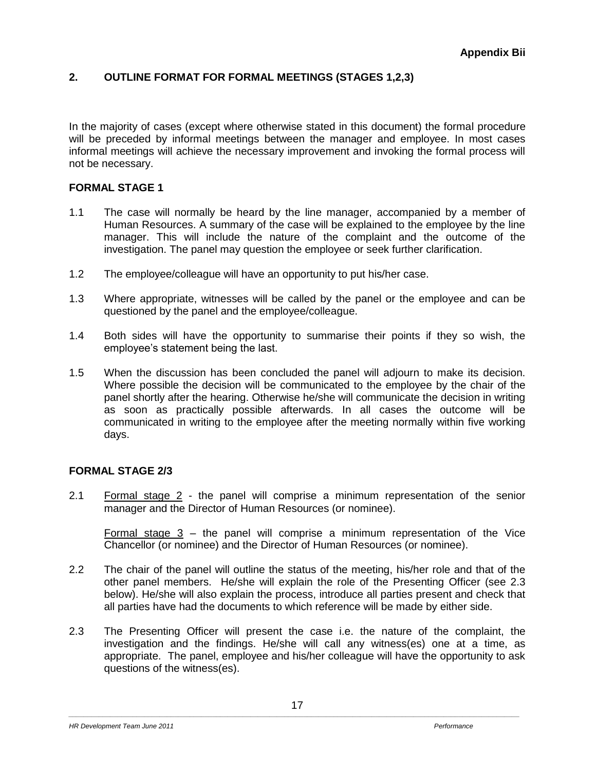**Appendix Bii**

## 2. OUTLINE FORMAT FOR FORMAL MEETINGS (STAGES 1,2,3)

In the majority of cases (except where otherwise stated in this document) the formal procedure will be preceded by informal meetings between the manager and employee. In most cases informal meetings will achieve the necessary improvement and invoking the formal process will not be necessary.

### FORMAL STAGE 1

1.1 The case will normally be heard by the line manager, accompanied by a member of Human Resources. A summary of the case will be explained to the employee by the line manager. This will include the nature of the complaint and the outcome of the investigation. The panel may question the employee or seek further clarification.

1.2 The employee/colleague will have an opportunity to put his/her case.

1.3 Where appropriate, witnesses will be called by the panel or the employee and can be questioned by the panel and the employee/colleague.

1.4 Both sides will have the opportunity to summarise their points if they so wish, the employee's statement being the last.

1.5 When the discussion has been concluded the panel will adjourn to make its decision. Where possible the decision will be communicated to the employee by the chair of the panel shortly after the hearing. Otherwise he/she will communicate the decision in writing as soon as practically possible afterwards. In all cases the outcome will be communicated in writing to the employee after the meeting normally within five working days.

### FORMAL STAGE 2/3

2.1 Formal stage 2 - the panel will comprise a minimum representation of the senior manager and the Director of Human Resources (or nominee).

Formal stage 3 – the panel will comprise a minimum representation of the Vice Chancellor (or nominee) and the Director of Human Resources (or nominee).

2.2 The chair of the panel will outline the status of the meeting, his/her role and that of the other panel members. He/she will explain the role of the Presenting Officer (see 2.3 below). He/she will also explain the process, introduce all parties present and check that all parties have had the documents to which reference will be made by either side.

2.3 The Presenting Officer will present the case i.e. the nature of the complaint, the investigation and the findings. He/she will call any witness(es) one at a time, as appropriate. The panel, employee and his/her colleague will have the opportunity to ask questions of the witness(es).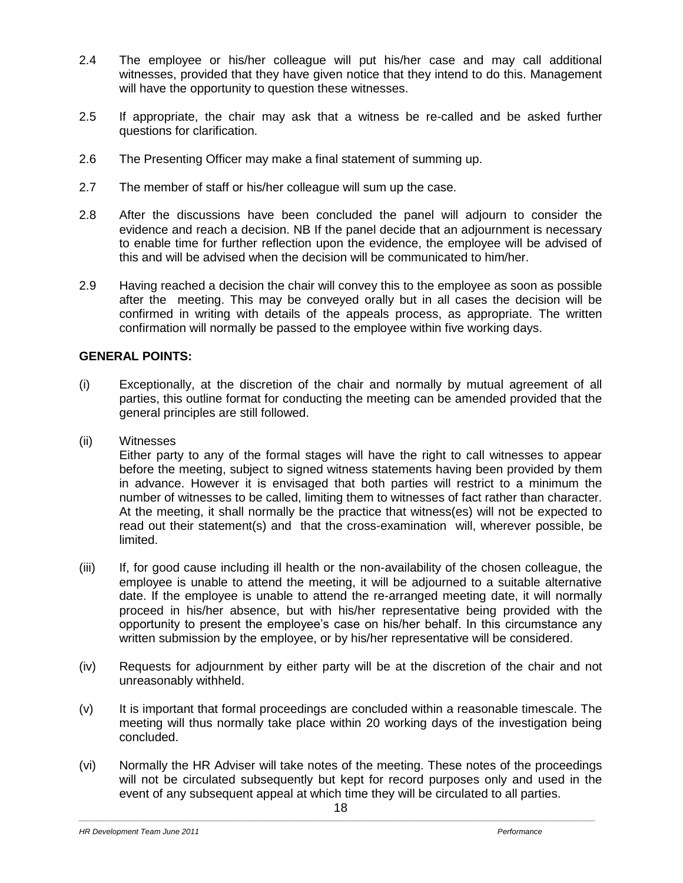2.4 The employee or his/her colleague will put his/her case and may call additional witnesses, provided that they have given notice that they intend to do this. Management will have the opportunity to question these witnesses.

2.5 If appropriate, the chair may ask that a witness be re-called and be asked further questions for clarification.

2.6 The Presenting Officer may make a final statement of summing up.

2.7 The member of staff or his/her colleague will sum up the case.

2.8 After the discussions have been concluded the panel will adjourn to consider the evidence and reach a decision. NB If the panel decide that an adjournment is necessary to enable time for further reflection upon the evidence, the employee will be advised of this and will be advised when the decision will be communicated to him/her.

2.9 Having reached a decision the chair will convey this to the employee as soon as possible after the meeting. This may be conveyed orally but in all cases the decision will be confirmed in writing with details of the appeals process, as appropriate. The written confirmation will normally be passed to the employee within five working days.

**GENERAL POINTS:**

(i) Exceptionally, at the discretion of the chair and normally by mutual agreement of all parties, this outline format for conducting the meeting can be amended provided that the general principles are still followed.

(ii) Witnesses
Either party to any of the formal stages will have the right to call witnesses to appear before the meeting, subject to signed witness statements having been provided by them in advance. However it is envisaged that both parties will restrict to a minimum the number of witnesses to be called, limiting them to witnesses of fact rather than character. At the meeting, it shall normally be the practice that witness(es) will not be expected to read out their statement(s) and that the cross-examination will, wherever possible, be limited.

(iii) If, for good cause including ill health or the non-availability of the chosen colleague, the employee is unable to attend the meeting, it will be adjourned to a suitable alternative date. If the employee is unable to attend the re-arranged meeting date, it will normally proceed in his/her absence, but with his/her representative being provided with the opportunity to present the employee's case on his/her behalf. In this circumstance any written submission by the employee, or by his/her representative will be considered.

(iv) Requests for adjournment by either party will be at the discretion of the chair and not unreasonably withheld.

(v) It is important that formal proceedings are concluded within a reasonable timescale. The meeting will thus normally take place within 20 working days of the investigation being concluded.

(vi) Normally the HR Adviser will take notes of the meeting. These notes of the proceedings will not be circulated subsequently but kept for record purposes only and used in the event of any subsequent appeal at which time they will be circulated to all parties.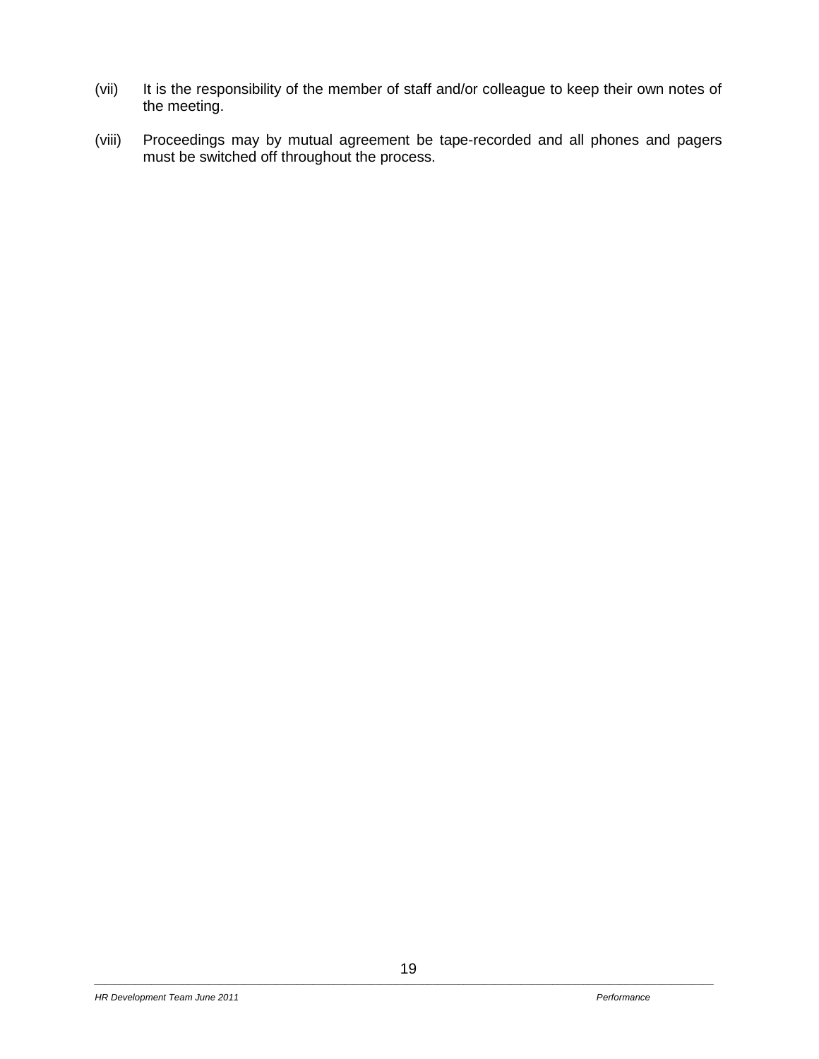(vii) It is the responsibility of the member of staff and/or colleague to keep their own notes of the meeting.

(viii) Proceedings may by mutual agreement be tape-recorded and all phones and pagers must be switched off throughout the process.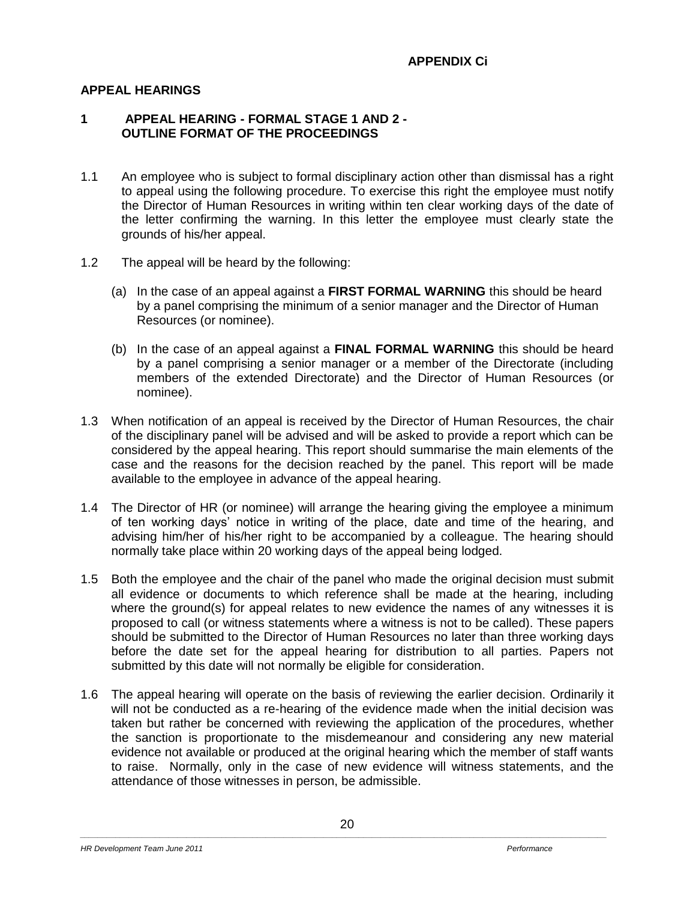**APPENDIX Ci**

## APPEAL HEARINGS

### 1 APPEAL HEARING - FORMAL STAGE 1 AND 2 - OUTLINE FORMAT OF THE PROCEEDINGS

1.1 An employee who is subject to formal disciplinary action other than dismissal has a right to appeal using the following procedure. To exercise this right the employee must notify the Director of Human Resources in writing within ten clear working days of the date of the letter confirming the warning. In this letter the employee must clearly state the grounds of his/her appeal.

1.2 The appeal will be heard by the following:

(a) In the case of an appeal against a **FIRST FORMAL WARNING** this should be heard by a panel comprising the minimum of a senior manager and the Director of Human Resources (or nominee).

(b) In the case of an appeal against a **FINAL FORMAL WARNING** this should be heard by a panel comprising a senior manager or a member of the Directorate (including members of the extended Directorate) and the Director of Human Resources (or nominee).

1.3 When notification of an appeal is received by the Director of Human Resources, the chair of the disciplinary panel will be advised and will be asked to provide a report which can be considered by the appeal hearing. This report should summarise the main elements of the case and the reasons for the decision reached by the panel. This report will be made available to the employee in advance of the appeal hearing.

1.4 The Director of HR (or nominee) will arrange the hearing giving the employee a minimum of ten working days' notice in writing of the place, date and time of the hearing, and advising him/her of his/her right to be accompanied by a colleague. The hearing should normally take place within 20 working days of the appeal being lodged.

1.5 Both the employee and the chair of the panel who made the original decision must submit all evidence or documents to which reference shall be made at the hearing, including where the ground(s) for appeal relates to new evidence the names of any witnesses it is proposed to call (or witness statements where a witness is not to be called). These papers should be submitted to the Director of Human Resources no later than three working days before the date set for the appeal hearing for distribution to all parties. Papers not submitted by this date will not normally be eligible for consideration.

1.6 The appeal hearing will operate on the basis of reviewing the earlier decision. Ordinarily it will not be conducted as a re-hearing of the evidence made when the initial decision was taken but rather be concerned with reviewing the application of the procedures, whether the sanction is proportionate to the misdemeanour and considering any new material evidence not available or produced at the original hearing which the member of staff wants to raise. Normally, only in the case of new evidence will witness statements, and the attendance of those witnesses in person, be admissible.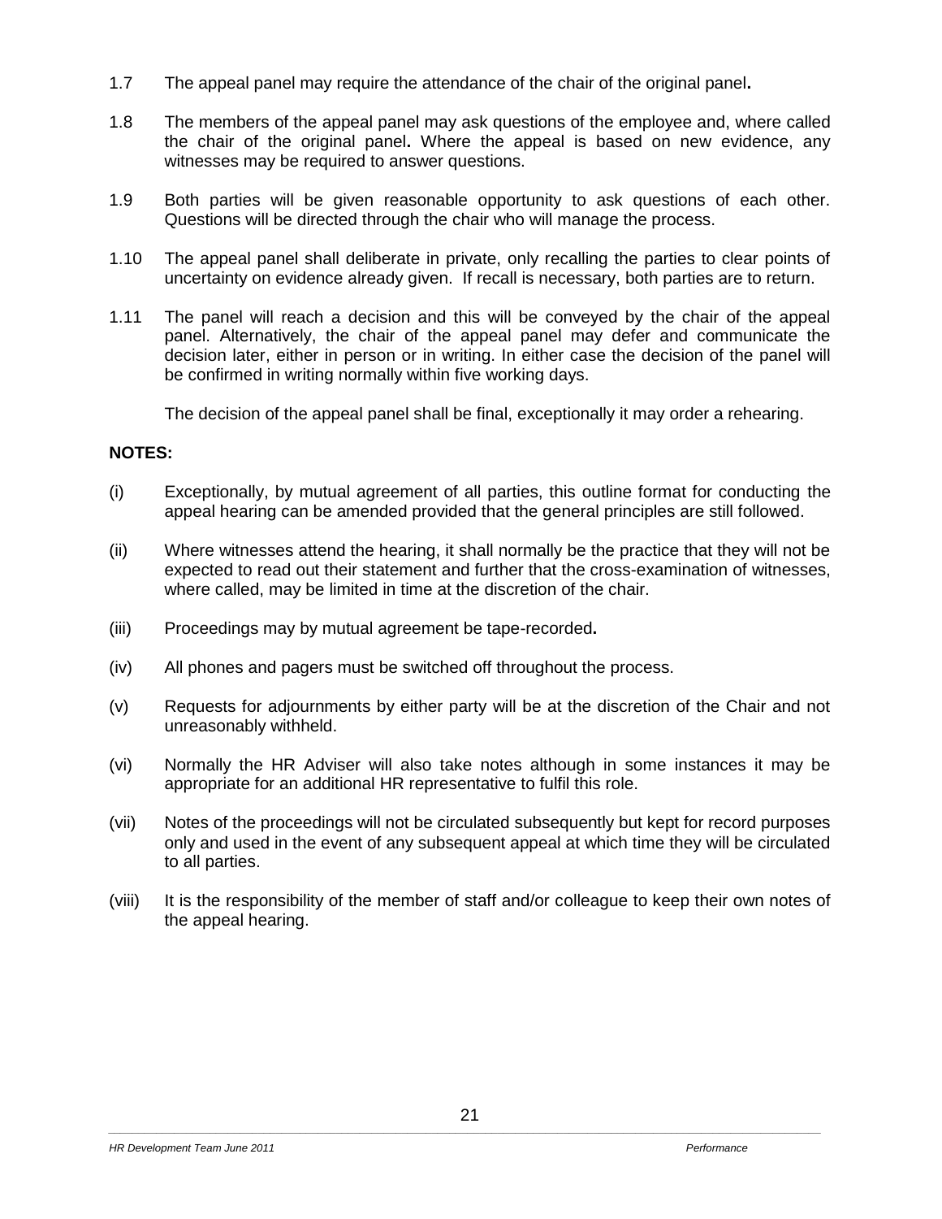1.7 The appeal panel may require the attendance of the chair of the original panel**.**

1.8 The members of the appeal panel may ask questions of the employee and, where called the chair of the original panel**.** Where the appeal is based on new evidence, any witnesses may be required to answer questions.

1.9 Both parties will be given reasonable opportunity to ask questions of each other. Questions will be directed through the chair who will manage the process.

1.10 The appeal panel shall deliberate in private, only recalling the parties to clear points of uncertainty on evidence already given. If recall is necessary, both parties are to return.

1.11 The panel will reach a decision and this will be conveyed by the chair of the appeal panel. Alternatively, the chair of the appeal panel may defer and communicate the decision later, either in person or in writing. In either case the decision of the panel will be confirmed in writing normally within five working days.

The decision of the appeal panel shall be final, exceptionally it may order a rehearing.

**NOTES:**

(i) Exceptionally, by mutual agreement of all parties, this outline format for conducting the appeal hearing can be amended provided that the general principles are still followed.

(ii) Where witnesses attend the hearing, it shall normally be the practice that they will not be expected to read out their statement and further that the cross-examination of witnesses, where called, may be limited in time at the discretion of the chair.

(iii) Proceedings may by mutual agreement be tape-recorded**.**

(iv) All phones and pagers must be switched off throughout the process.

(v) Requests for adjournments by either party will be at the discretion of the Chair and not unreasonably withheld.

(vi) Normally the HR Adviser will also take notes although in some instances it may be appropriate for an additional HR representative to fulfil this role.

(vii) Notes of the proceedings will not be circulated subsequently but kept for record purposes only and used in the event of any subsequent appeal at which time they will be circulated to all parties.

(viii) It is the responsibility of the member of staff and/or colleague to keep their own notes of the appeal hearing.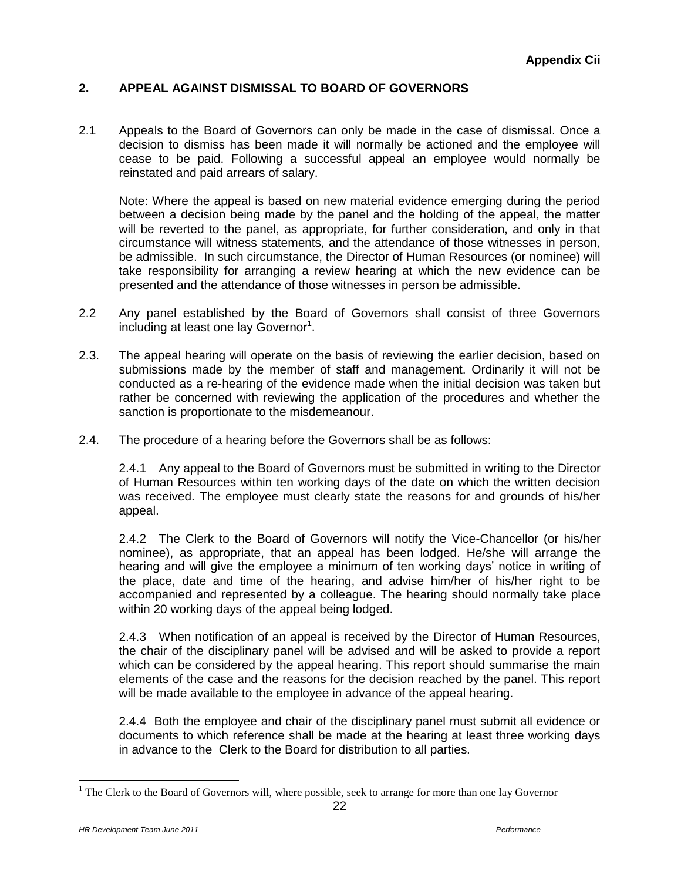**Appendix Cii**

## 2. APPEAL AGAINST DISMISSAL TO BOARD OF GOVERNORS

2.1 Appeals to the Board of Governors can only be made in the case of dismissal. Once a decision to dismiss has been made it will normally be actioned and the employee will cease to be paid. Following a successful appeal an employee would normally be reinstated and paid arrears of salary.

Note: Where the appeal is based on new material evidence emerging during the period between a decision being made by the panel and the holding of the appeal, the matter will be reverted to the panel, as appropriate, for further consideration, and only in that circumstance will witness statements, and the attendance of those witnesses in person, be admissible. In such circumstance, the Director of Human Resources (or nominee) will take responsibility for arranging a review hearing at which the new evidence can be presented and the attendance of those witnesses in person be admissible.

2.2 Any panel established by the Board of Governors shall consist of three Governors including at least one lay Governor[1].

2.3. The appeal hearing will operate on the basis of reviewing the earlier decision, based on submissions made by the member of staff and management. Ordinarily it will not be conducted as a re-hearing of the evidence made when the initial decision was taken but rather be concerned with reviewing the application of the procedures and whether the sanction is proportionate to the misdemeanour.

2.4. The procedure of a hearing before the Governors shall be as follows:

2.4.1 Any appeal to the Board of Governors must be submitted in writing to the Director of Human Resources within ten working days of the date on which the written decision was received. The employee must clearly state the reasons for and grounds of his/her appeal.

2.4.2 The Clerk to the Board of Governors will notify the Vice-Chancellor (or his/her nominee), as appropriate, that an appeal has been lodged. He/she will arrange the hearing and will give the employee a minimum of ten working days' notice in writing of the place, date and time of the hearing, and advise him/her of his/her right to be accompanied and represented by a colleague. The hearing should normally take place within 20 working days of the appeal being lodged.

2.4.3 When notification of an appeal is received by the Director of Human Resources, the chair of the disciplinary panel will be advised and will be asked to provide a report which can be considered by the appeal hearing. This report should summarise the main elements of the case and the reasons for the decision reached by the panel. This report will be made available to the employee in advance of the appeal hearing.

2.4.4 Both the employee and chair of the disciplinary panel must submit all evidence or documents to which reference shall be made at the hearing at least three working days in advance to the Clerk to the Board for distribution to all parties.

[1] The Clerk to the Board of Governors will, where possible, seek to arrange for more than one lay Governor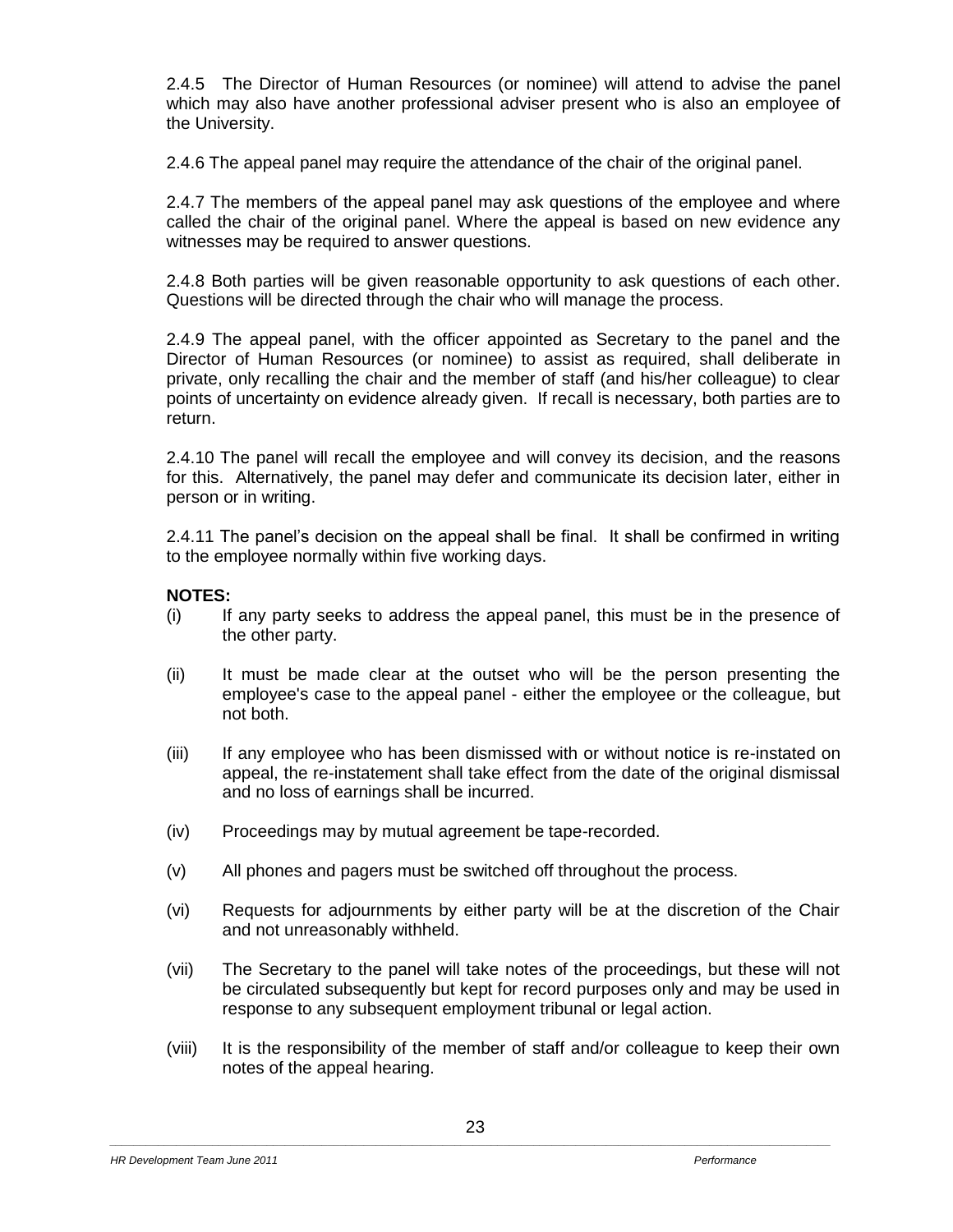2.4.5 The Director of Human Resources (or nominee) will attend to advise the panel which may also have another professional adviser present who is also an employee of the University.

2.4.6 The appeal panel may require the attendance of the chair of the original panel.

2.4.7 The members of the appeal panel may ask questions of the employee and where called the chair of the original panel. Where the appeal is based on new evidence any witnesses may be required to answer questions.

2.4.8 Both parties will be given reasonable opportunity to ask questions of each other. Questions will be directed through the chair who will manage the process.

2.4.9 The appeal panel, with the officer appointed as Secretary to the panel and the Director of Human Resources (or nominee) to assist as required, shall deliberate in private, only recalling the chair and the member of staff (and his/her colleague) to clear points of uncertainty on evidence already given. If recall is necessary, both parties are to return.

2.4.10 The panel will recall the employee and will convey its decision, and the reasons for this. Alternatively, the panel may defer and communicate its decision later, either in person or in writing.

2.4.11 The panel's decision on the appeal shall be final. It shall be confirmed in writing to the employee normally within five working days.

**NOTES:**

(i) If any party seeks to address the appeal panel, this must be in the presence of the other party.

(ii) It must be made clear at the outset who will be the person presenting the employee's case to the appeal panel - either the employee or the colleague, but not both.

(iii) If any employee who has been dismissed with or without notice is re-instated on appeal, the re-instatement shall take effect from the date of the original dismissal and no loss of earnings shall be incurred.

(iv) Proceedings may by mutual agreement be tape-recorded.

(v) All phones and pagers must be switched off throughout the process.

(vi) Requests for adjournments by either party will be at the discretion of the Chair and not unreasonably withheld.

(vii) The Secretary to the panel will take notes of the proceedings, but these will not be circulated subsequently but kept for record purposes only and may be used in response to any subsequent employment tribunal or legal action.

(viii) It is the responsibility of the member of staff and/or colleague to keep their own notes of the appeal hearing.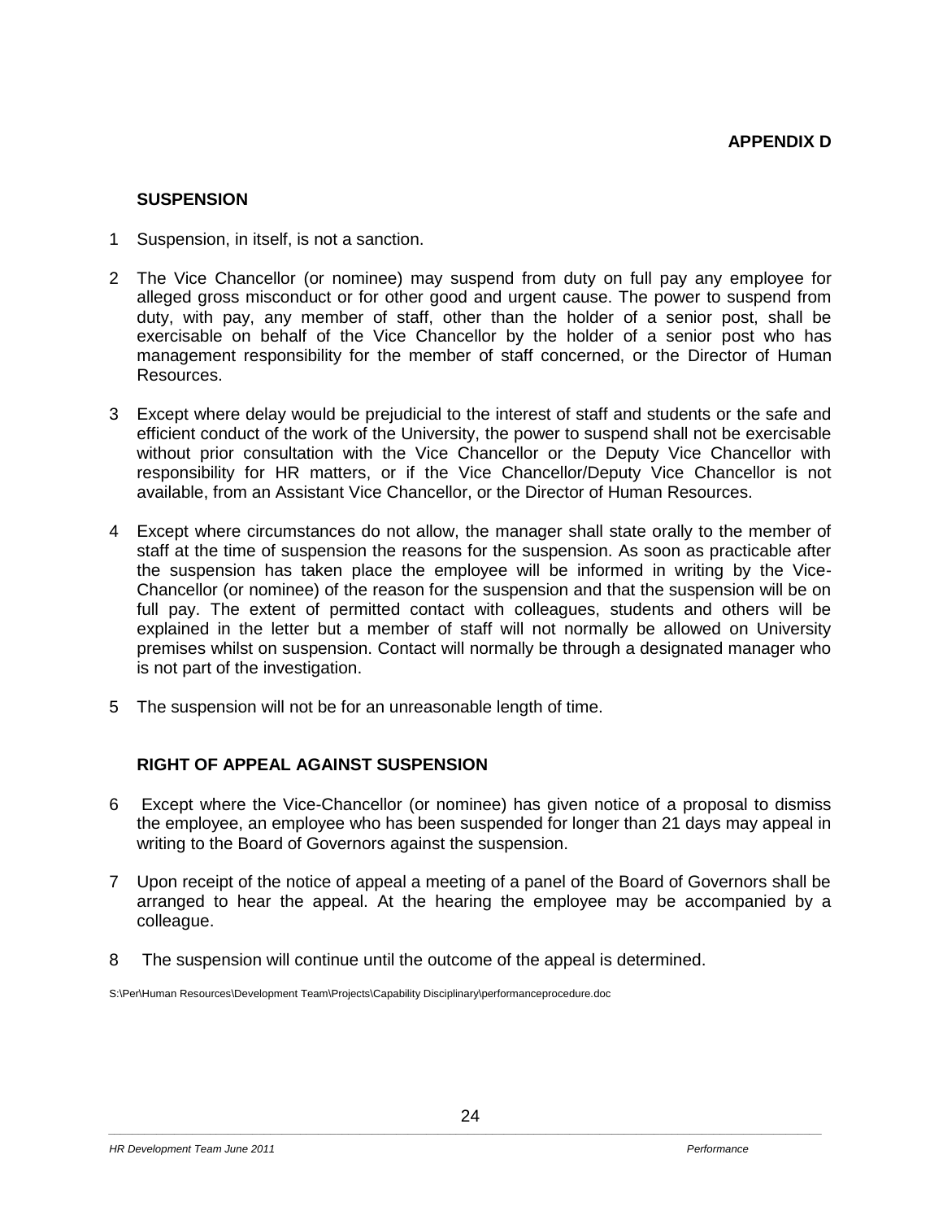**APPENDIX D**

## SUSPENSION

1. Suspension, in itself, is not a sanction.

2. The Vice Chancellor (or nominee) may suspend from duty on full pay any employee for alleged gross misconduct or for other good and urgent cause. The power to suspend from duty, with pay, any member of staff, other than the holder of a senior post, shall be exercisable on behalf of the Vice Chancellor by the holder of a senior post who has management responsibility for the member of staff concerned, or the Director of Human Resources.

3. Except where delay would be prejudicial to the interest of staff and students or the safe and efficient conduct of the work of the University, the power to suspend shall not be exercisable without prior consultation with the Vice Chancellor or the Deputy Vice Chancellor with responsibility for HR matters, or if the Vice Chancellor/Deputy Vice Chancellor is not available, from an Assistant Vice Chancellor, or the Director of Human Resources.

4. Except where circumstances do not allow, the manager shall state orally to the member of staff at the time of suspension the reasons for the suspension. As soon as practicable after the suspension has taken place the employee will be informed in writing by the Vice-Chancellor (or nominee) of the reason for the suspension and that the suspension will be on full pay. The extent of permitted contact with colleagues, students and others will be explained in the letter but a member of staff will not normally be allowed on University premises whilst on suspension. Contact will normally be through a designated manager who is not part of the investigation.

5. The suspension will not be for an unreasonable length of time.

## RIGHT OF APPEAL AGAINST SUSPENSION

6. Except where the Vice-Chancellor (or nominee) has given notice of a proposal to dismiss the employee, an employee who has been suspended for longer than 21 days may appeal in writing to the Board of Governors against the suspension.

7. Upon receipt of the notice of appeal a meeting of a panel of the Board of Governors shall be arranged to hear the appeal. At the hearing the employee may be accompanied by a colleague.

8. The suspension will continue until the outcome of the appeal is determined.

S:\Per\Human Resources\Development Team\Projects\Capability Disciplinary\performanceprocedure.doc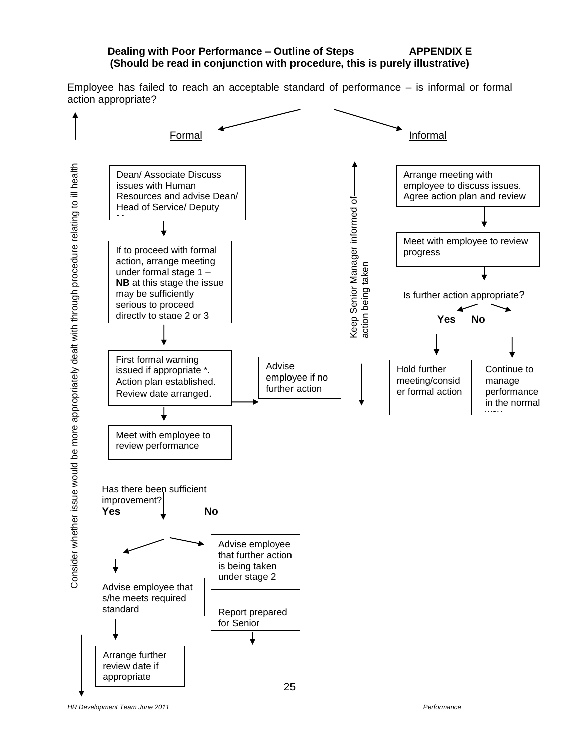**Dealing with Poor Performance – Outline of Steps** **APPENDIX E**
**(Should be read in conjunction with procedure, this is purely illustrative)**

Employee has failed to reach an acceptable standard of performance – is informal or formal action appropriate?

Consider whether issue would be more appropriately dealt with through procedure relating to ill health

Formal

- Dean/ Associate Discuss issues with Human Resources and advise Dean/ Head of Service/ Deputy M...
- If to proceed with formal action, arrange meeting under formal stage 1 – **NB** at this stage the issue may be sufficiently serious to proceed directly to stage 2 or 3
- First formal warning issued if appropriate *. Action plan established. Review date arranged.
  - Advise employee if no further action
- Meet with employee to review performance
- Has there been sufficient improvement?
  - **Yes**
    - Advise employee that s/he meets required standard
    - Arrange further review date if appropriate
  - **No**
    - Advise employee that further action is being taken under stage 2
    - Report prepared for Senior

Keep Senior Manager informed of action being taken

Informal

- Arrange meeting with employee to discuss issues. Agree action plan and review
- Meet with employee to review progress
- Is further action appropriate?
  - **Yes**
    - Hold further meeting/consider formal action
  - **No**
    - Continue to manage performance in the normal way

HR Development Team June 2011 Performance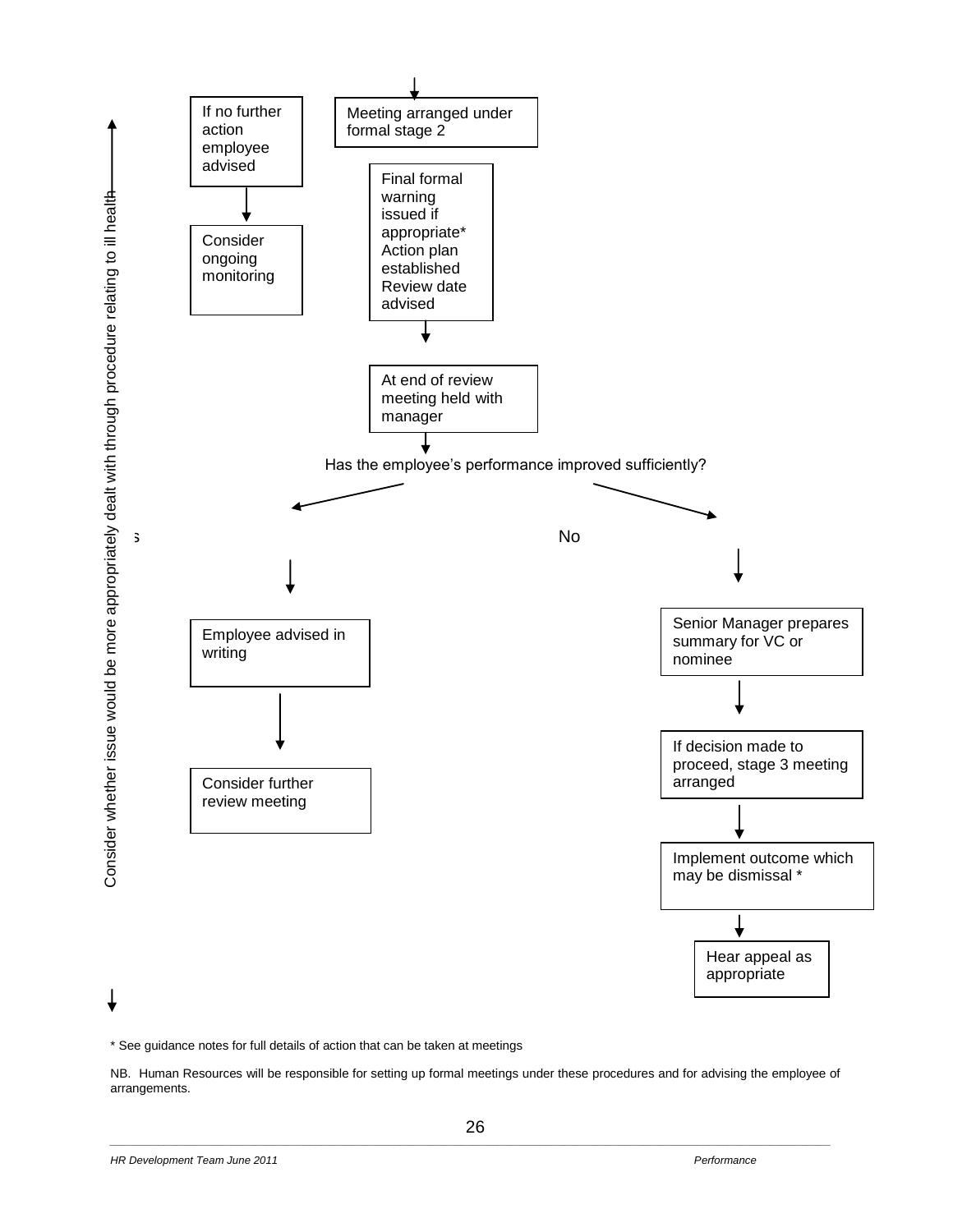Consider whether issue would be more appropriately dealt with through procedure relating to ill health

If no further action employee advised

Consider ongoing monitoring

Meeting arranged under formal stage 2

Final formal warning issued if appropriate*
Action plan established
Review date advised

At end of review meeting held with manager

Has the employee's performance improved sufficiently?

s

No

Employee advised in writing

Consider further review meeting

Senior Manager prepares summary for VC or nominee

If decision made to proceed, stage 3 meeting arranged

Implement outcome which may be dismissal *

Hear appeal as appropriate

\* See guidance notes for full details of action that can be taken at meetings

NB. Human Resources will be responsible for setting up formal meetings under these procedures and for advising the employee of arrangements.